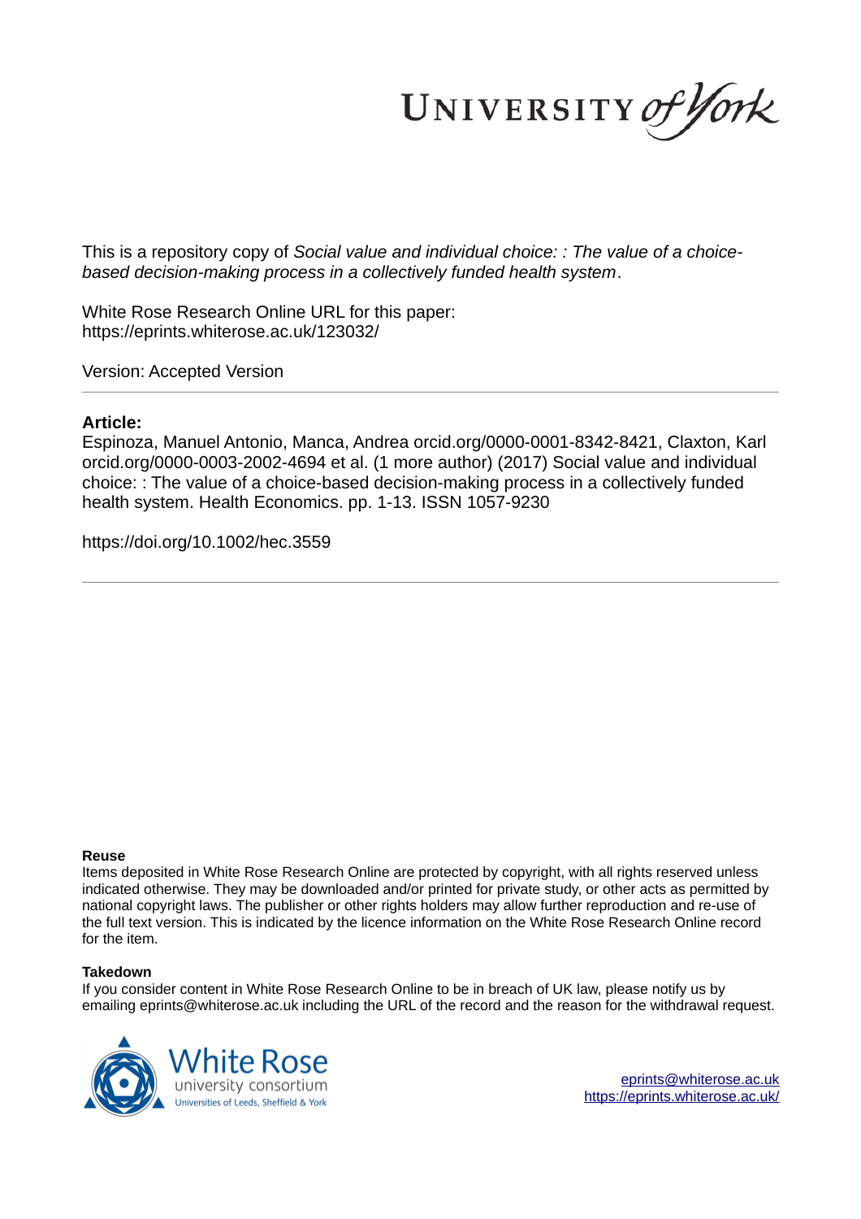This is a repository copy of *Social value and individual choice: : The value of a choice-based decision-making process in a collectively funded health system*.

White Rose Research Online URL for this paper:
https://eprints.whiterose.ac.uk/123032/

Version: Accepted Version

**Article:**

Espinoza, Manuel Antonio, Manca, Andrea orcid.org/0000-0001-8342-8421, Claxton, Karl orcid.org/0000-0003-2002-4694 et al. (1 more author) (2017) Social value and individual choice: : The value of a choice-based decision-making process in a collectively funded health system. Health Economics. pp. 1-13. ISSN 1057-9230

https://doi.org/10.1002/hec.3559

**Reuse**

Items deposited in White Rose Research Online are protected by copyright, with all rights reserved unless indicated otherwise. They may be downloaded and/or printed for private study, or other acts as permitted by national copyright laws. The publisher or other rights holders may allow further reproduction and re-use of the full text version. This is indicated by the licence information on the White Rose Research Online record for the item.

**Takedown**

If you consider content in White Rose Research Online to be in breach of UK law, please notify us by emailing eprints@whiterose.ac.uk including the URL of the record and the reason for the withdrawal request.

eprints@whiterose.ac.uk
https://eprints.whiterose.ac.uk/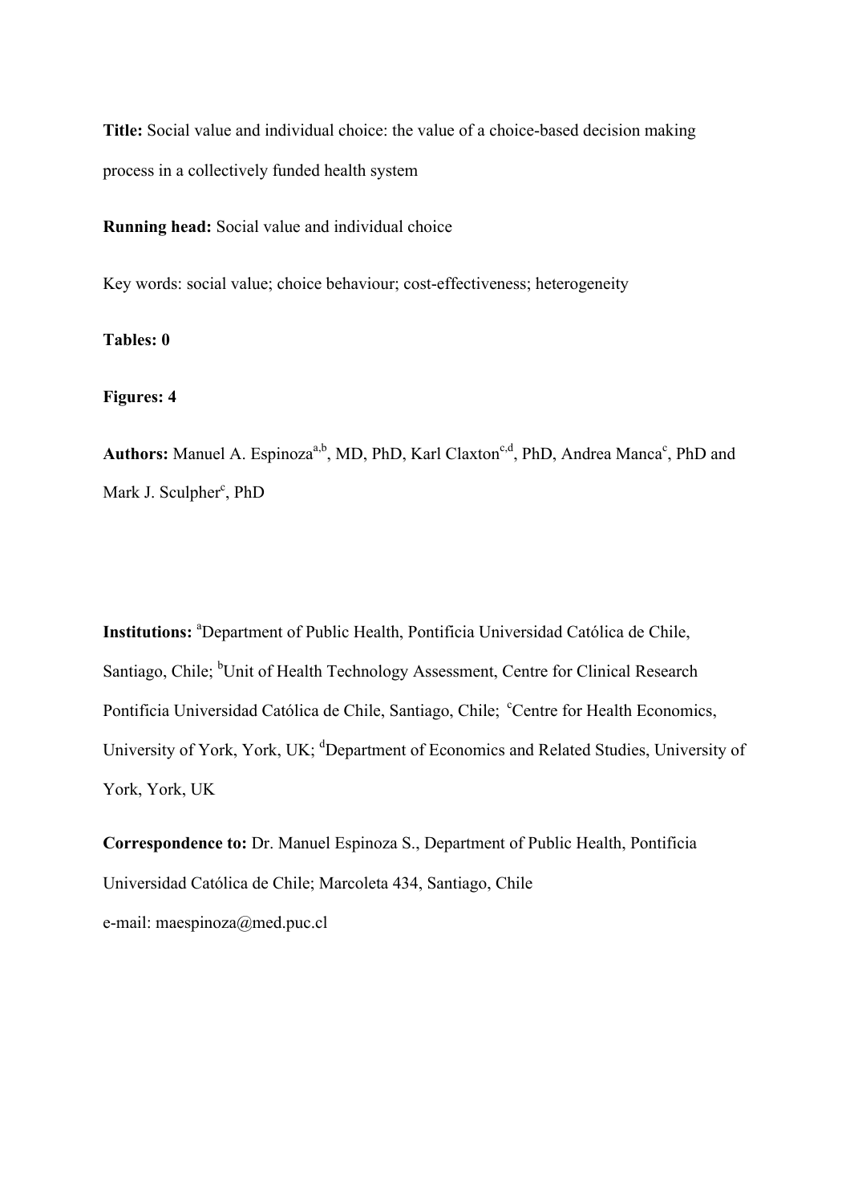**Title:** Social value and individual choice: the value of a choice-based decision making process in a collectively funded health system

**Running head:** Social value and individual choice

Key words: social value; choice behaviour; cost-effectiveness; heterogeneity

**Tables: 0**

**Figures: 4**

**Authors:** Manuel A. Espinoza[a,b], MD, PhD, Karl Claxton[c,d], PhD, Andrea Manca[c], PhD and Mark J. Sculpher[c], PhD

**Institutions:** [a]Department of Public Health, Pontificia Universidad Católica de Chile, Santiago, Chile; [b]Unit of Health Technology Assessment, Centre for Clinical Research Pontificia Universidad Católica de Chile, Santiago, Chile; [c]Centre for Health Economics, University of York, York, UK; [d]Department of Economics and Related Studies, University of York, York, UK

**Correspondence to:** Dr. Manuel Espinoza S., Department of Public Health, Pontificia Universidad Católica de Chile; Marcoleta 434, Santiago, Chile

e-mail: maespinoza@med.puc.cl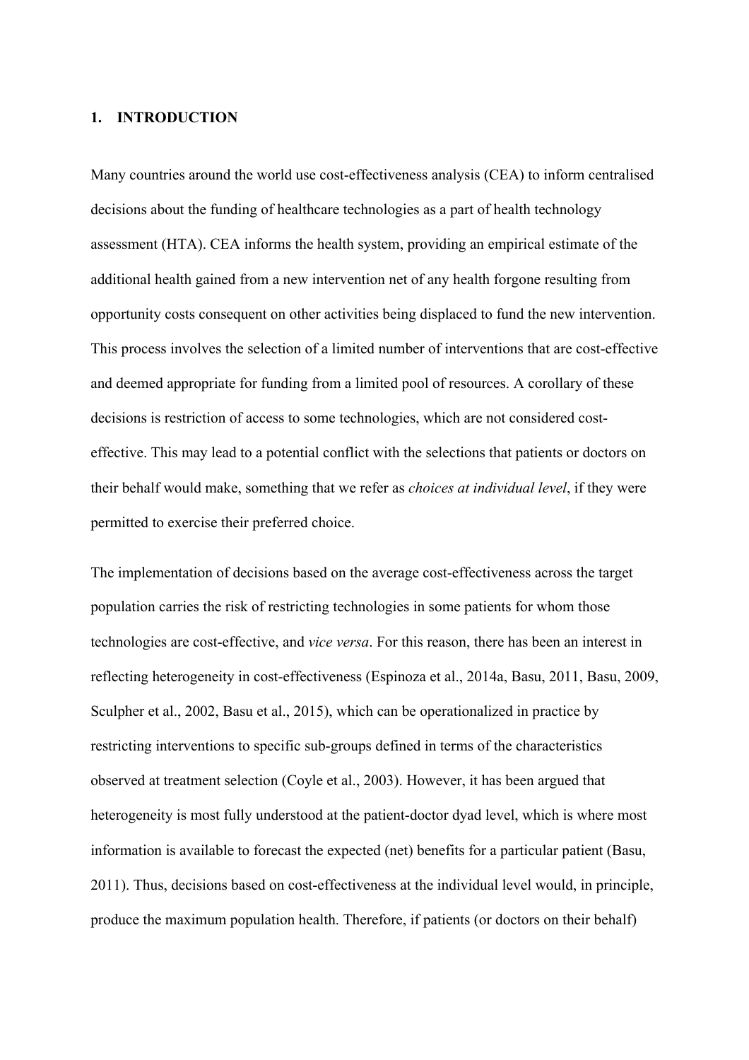## 1. INTRODUCTION

Many countries around the world use cost-effectiveness analysis (CEA) to inform centralised decisions about the funding of healthcare technologies as a part of health technology assessment (HTA). CEA informs the health system, providing an empirical estimate of the additional health gained from a new intervention net of any health forgone resulting from opportunity costs consequent on other activities being displaced to fund the new intervention. This process involves the selection of a limited number of interventions that are cost-effective and deemed appropriate for funding from a limited pool of resources. A corollary of these decisions is restriction of access to some technologies, which are not considered cost-effective. This may lead to a potential conflict with the selections that patients or doctors on their behalf would make, something that we refer as *choices at individual level*, if they were permitted to exercise their preferred choice.

The implementation of decisions based on the average cost-effectiveness across the target population carries the risk of restricting technologies in some patients for whom those technologies are cost-effective, and *vice versa*. For this reason, there has been an interest in reflecting heterogeneity in cost-effectiveness (Espinoza et al., 2014a, Basu, 2011, Basu, 2009, Sculpher et al., 2002, Basu et al., 2015), which can be operationalized in practice by restricting interventions to specific sub-groups defined in terms of the characteristics observed at treatment selection (Coyle et al., 2003). However, it has been argued that heterogeneity is most fully understood at the patient-doctor dyad level, which is where most information is available to forecast the expected (net) benefits for a particular patient (Basu, 2011). Thus, decisions based on cost-effectiveness at the individual level would, in principle, produce the maximum population health. Therefore, if patients (or doctors on their behalf)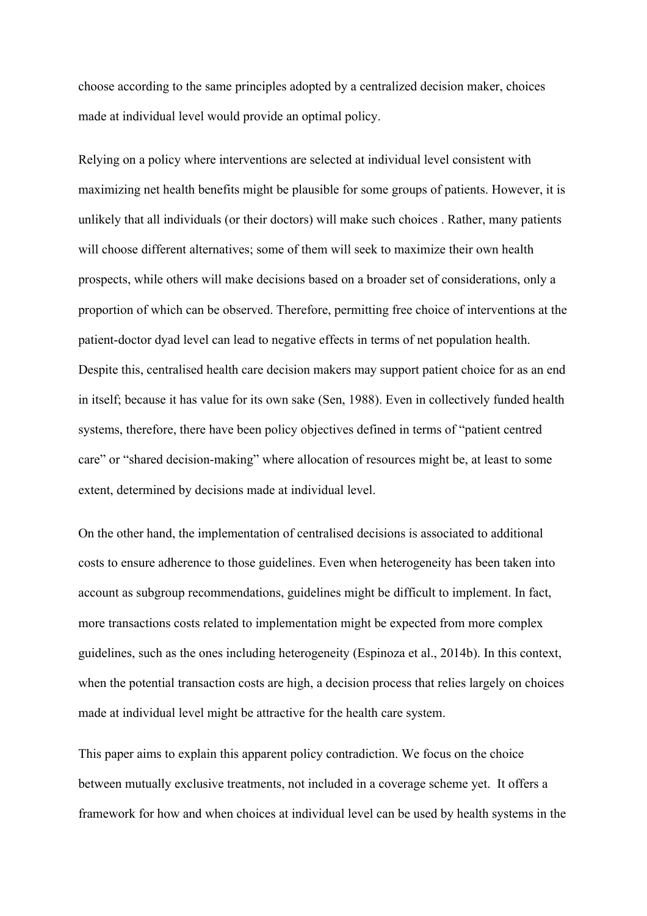choose according to the same principles adopted by a centralized decision maker, choices made at individual level would provide an optimal policy.

Relying on a policy where interventions are selected at individual level consistent with maximizing net health benefits might be plausible for some groups of patients. However, it is unlikely that all individuals (or their doctors) will make such choices . Rather, many patients will choose different alternatives; some of them will seek to maximize their own health prospects, while others will make decisions based on a broader set of considerations, only a proportion of which can be observed. Therefore, permitting free choice of interventions at the patient-doctor dyad level can lead to negative effects in terms of net population health. Despite this, centralised health care decision makers may support patient choice for as an end in itself; because it has value for its own sake (Sen, 1988). Even in collectively funded health systems, therefore, there have been policy objectives defined in terms of "patient centred care" or "shared decision-making" where allocation of resources might be, at least to some extent, determined by decisions made at individual level.

On the other hand, the implementation of centralised decisions is associated to additional costs to ensure adherence to those guidelines. Even when heterogeneity has been taken into account as subgroup recommendations, guidelines might be difficult to implement. In fact, more transactions costs related to implementation might be expected from more complex guidelines, such as the ones including heterogeneity (Espinoza et al., 2014b). In this context, when the potential transaction costs are high, a decision process that relies largely on choices made at individual level might be attractive for the health care system.

This paper aims to explain this apparent policy contradiction. We focus on the choice between mutually exclusive treatments, not included in a coverage scheme yet. It offers a framework for how and when choices at individual level can be used by health systems in the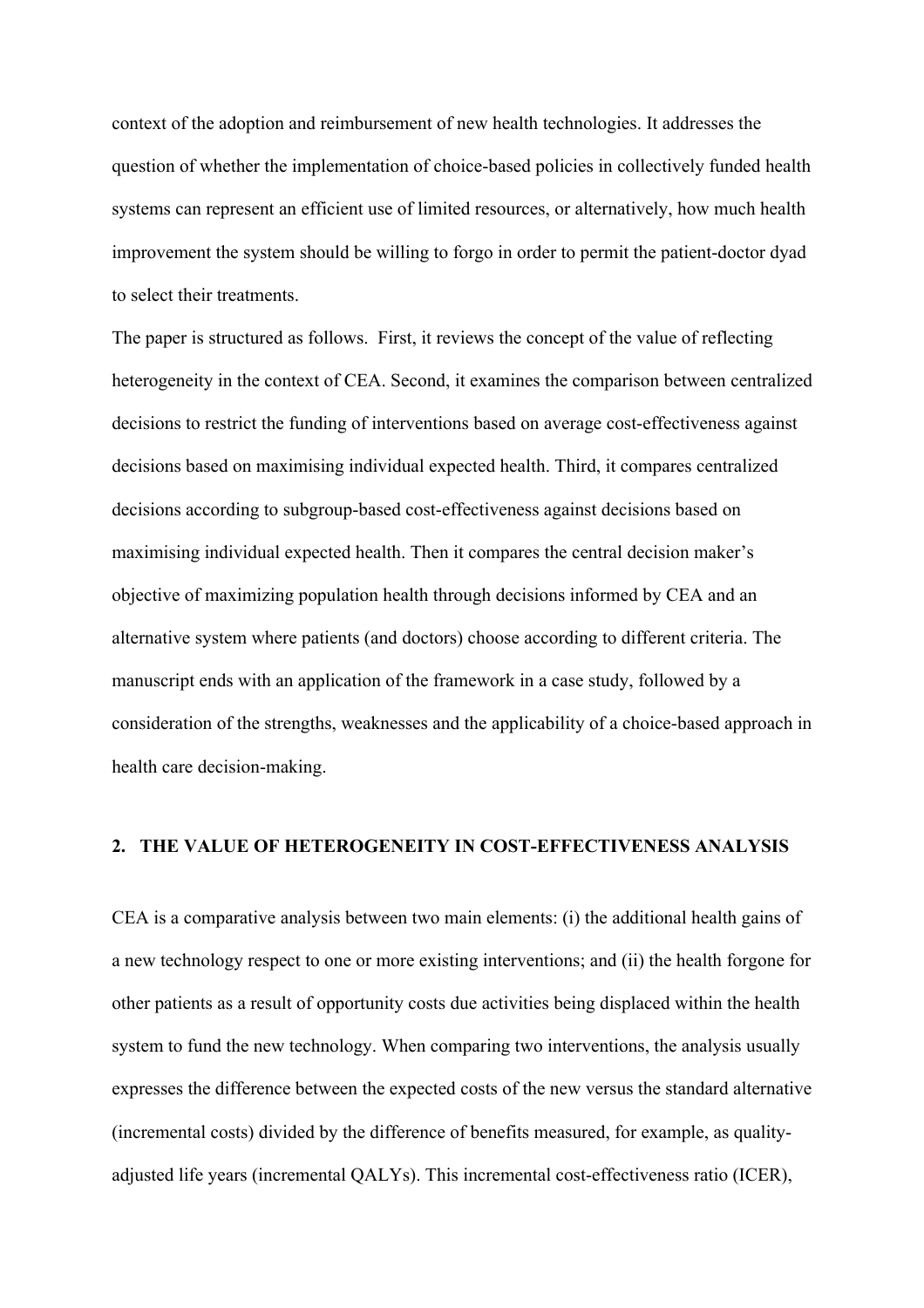context of the adoption and reimbursement of new health technologies. It addresses the question of whether the implementation of choice-based policies in collectively funded health systems can represent an efficient use of limited resources, or alternatively, how much health improvement the system should be willing to forgo in order to permit the patient-doctor dyad to select their treatments.

The paper is structured as follows. First, it reviews the concept of the value of reflecting heterogeneity in the context of CEA. Second, it examines the comparison between centralized decisions to restrict the funding of interventions based on average cost-effectiveness against decisions based on maximising individual expected health. Third, it compares centralized decisions according to subgroup-based cost-effectiveness against decisions based on maximising individual expected health. Then it compares the central decision maker's objective of maximizing population health through decisions informed by CEA and an alternative system where patients (and doctors) choose according to different criteria. The manuscript ends with an application of the framework in a case study, followed by a consideration of the strengths, weaknesses and the applicability of a choice-based approach in health care decision-making.

## 2. THE VALUE OF HETEROGENEITY IN COST-EFFECTIVENESS ANALYSIS

CEA is a comparative analysis between two main elements: (i) the additional health gains of a new technology respect to one or more existing interventions; and (ii) the health forgone for other patients as a result of opportunity costs due activities being displaced within the health system to fund the new technology. When comparing two interventions, the analysis usually expresses the difference between the expected costs of the new versus the standard alternative (incremental costs) divided by the difference of benefits measured, for example, as quality-adjusted life years (incremental QALYs). This incremental cost-effectiveness ratio (ICER),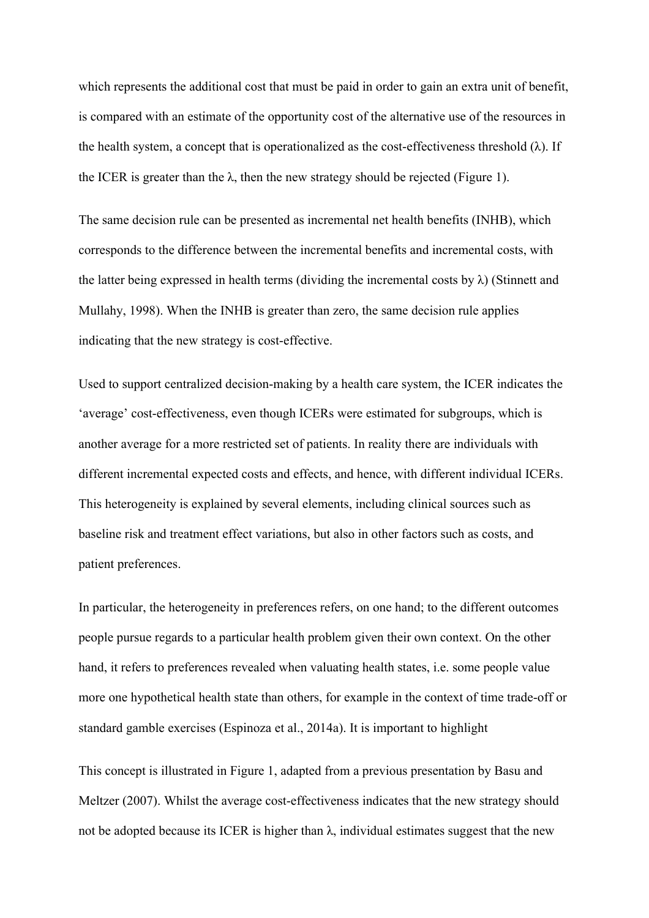which represents the additional cost that must be paid in order to gain an extra unit of benefit, is compared with an estimate of the opportunity cost of the alternative use of the resources in the health system, a concept that is operationalized as the cost-effectiveness threshold (λ). If the ICER is greater than the λ, then the new strategy should be rejected (Figure 1).

The same decision rule can be presented as incremental net health benefits (INHB), which corresponds to the difference between the incremental benefits and incremental costs, with the latter being expressed in health terms (dividing the incremental costs by λ) (Stinnett and Mullahy, 1998). When the INHB is greater than zero, the same decision rule applies indicating that the new strategy is cost-effective.

Used to support centralized decision-making by a health care system, the ICER indicates the 'average' cost-effectiveness, even though ICERs were estimated for subgroups, which is another average for a more restricted set of patients. In reality there are individuals with different incremental expected costs and effects, and hence, with different individual ICERs. This heterogeneity is explained by several elements, including clinical sources such as baseline risk and treatment effect variations, but also in other factors such as costs, and patient preferences.

In particular, the heterogeneity in preferences refers, on one hand; to the different outcomes people pursue regards to a particular health problem given their own context. On the other hand, it refers to preferences revealed when valuating health states, i.e. some people value more one hypothetical health state than others, for example in the context of time trade-off or standard gamble exercises (Espinoza et al., 2014a). It is important to highlight

This concept is illustrated in Figure 1, adapted from a previous presentation by Basu and Meltzer (2007). Whilst the average cost-effectiveness indicates that the new strategy should not be adopted because its ICER is higher than λ, individual estimates suggest that the new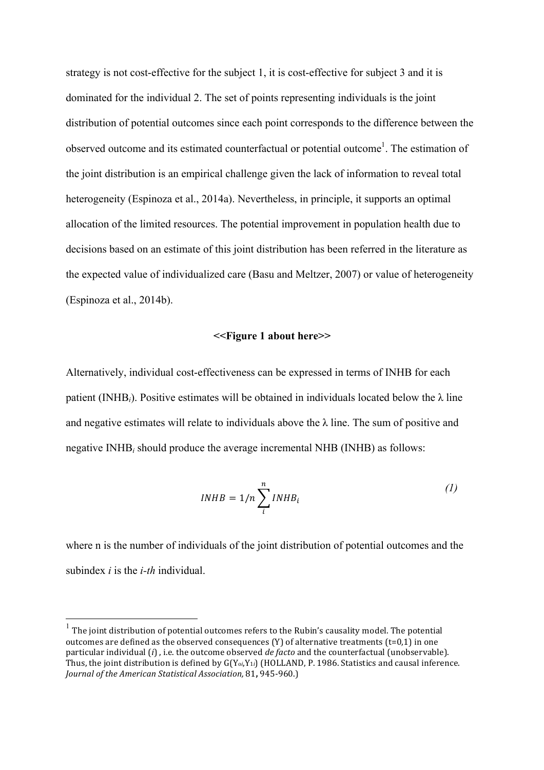strategy is not cost-effective for the subject 1, it is cost-effective for subject 3 and it is dominated for the individual 2. The set of points representing individuals is the joint distribution of potential outcomes since each point corresponds to the difference between the observed outcome and its estimated counterfactual or potential outcome[1]. The estimation of the joint distribution is an empirical challenge given the lack of information to reveal total heterogeneity (Espinoza et al., 2014a). Nevertheless, in principle, it supports an optimal allocation of the limited resources. The potential improvement in population health due to decisions based on an estimate of this joint distribution has been referred in the literature as the expected value of individualized care (Basu and Meltzer, 2007) or value of heterogeneity (Espinoza et al., 2014b).

**<<Figure 1 about here>>**

Alternatively, individual cost-effectiveness can be expressed in terms of INHB for each patient ($INHB_i$). Positive estimates will be obtained in individuals located below the λ line and negative estimates will relate to individuals above the λ line. The sum of positive and negative $INHB_i$ should produce the average incremental NHB (INHB) as follows:

$$INHB = 1/n \sum_{i}^{n} INHB_i \tag{1}$$

where n is the number of individuals of the joint distribution of potential outcomes and the subindex *i* is the *i-th* individual.

---

[1] The joint distribution of potential outcomes refers to the Rubin's causality model. The potential outcomes are defined as the observed consequences (Y) of alternative treatments (t=0,1) in one particular individual (*i*), i.e. the outcome observed *de facto* and the counterfactual (unobservable). Thus, the joint distribution is defined by $G(Y_{0i},Y_{1i})$ (HOLLAND, P. 1986. Statistics and causal inference. *Journal of the American Statistical Association,* 81**,** 945-960.)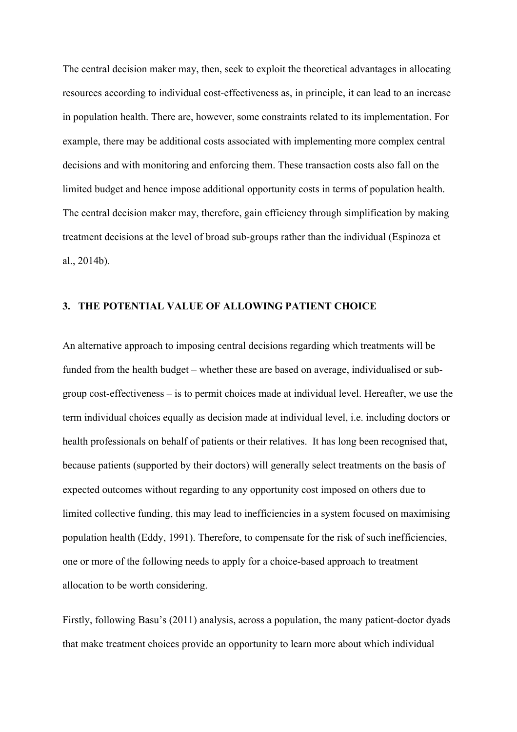The central decision maker may, then, seek to exploit the theoretical advantages in allocating resources according to individual cost-effectiveness as, in principle, it can lead to an increase in population health. There are, however, some constraints related to its implementation. For example, there may be additional costs associated with implementing more complex central decisions and with monitoring and enforcing them. These transaction costs also fall on the limited budget and hence impose additional opportunity costs in terms of population health. The central decision maker may, therefore, gain efficiency through simplification by making treatment decisions at the level of broad sub-groups rather than the individual (Espinoza et al., 2014b).

## 3. THE POTENTIAL VALUE OF ALLOWING PATIENT CHOICE

An alternative approach to imposing central decisions regarding which treatments will be funded from the health budget – whether these are based on average, individualised or sub-group cost-effectiveness – is to permit choices made at individual level. Hereafter, we use the term individual choices equally as decision made at individual level, i.e. including doctors or health professionals on behalf of patients or their relatives. It has long been recognised that, because patients (supported by their doctors) will generally select treatments on the basis of expected outcomes without regarding to any opportunity cost imposed on others due to limited collective funding, this may lead to inefficiencies in a system focused on maximising population health (Eddy, 1991). Therefore, to compensate for the risk of such inefficiencies, one or more of the following needs to apply for a choice-based approach to treatment allocation to be worth considering.

Firstly, following Basu's (2011) analysis, across a population, the many patient-doctor dyads that make treatment choices provide an opportunity to learn more about which individual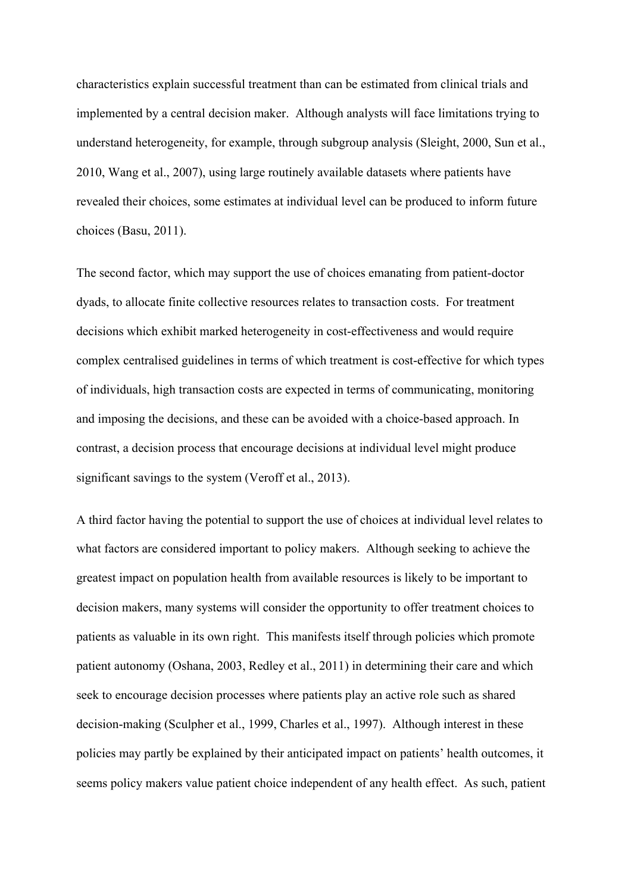characteristics explain successful treatment than can be estimated from clinical trials and implemented by a central decision maker. Although analysts will face limitations trying to understand heterogeneity, for example, through subgroup analysis (Sleight, 2000, Sun et al., 2010, Wang et al., 2007), using large routinely available datasets where patients have revealed their choices, some estimates at individual level can be produced to inform future choices (Basu, 2011).

The second factor, which may support the use of choices emanating from patient-doctor dyads, to allocate finite collective resources relates to transaction costs. For treatment decisions which exhibit marked heterogeneity in cost-effectiveness and would require complex centralised guidelines in terms of which treatment is cost-effective for which types of individuals, high transaction costs are expected in terms of communicating, monitoring and imposing the decisions, and these can be avoided with a choice-based approach. In contrast, a decision process that encourage decisions at individual level might produce significant savings to the system (Veroff et al., 2013).

A third factor having the potential to support the use of choices at individual level relates to what factors are considered important to policy makers. Although seeking to achieve the greatest impact on population health from available resources is likely to be important to decision makers, many systems will consider the opportunity to offer treatment choices to patients as valuable in its own right. This manifests itself through policies which promote patient autonomy (Oshana, 2003, Redley et al., 2011) in determining their care and which seek to encourage decision processes where patients play an active role such as shared decision-making (Sculpher et al., 1999, Charles et al., 1997). Although interest in these policies may partly be explained by their anticipated impact on patients' health outcomes, it seems policy makers value patient choice independent of any health effect. As such, patient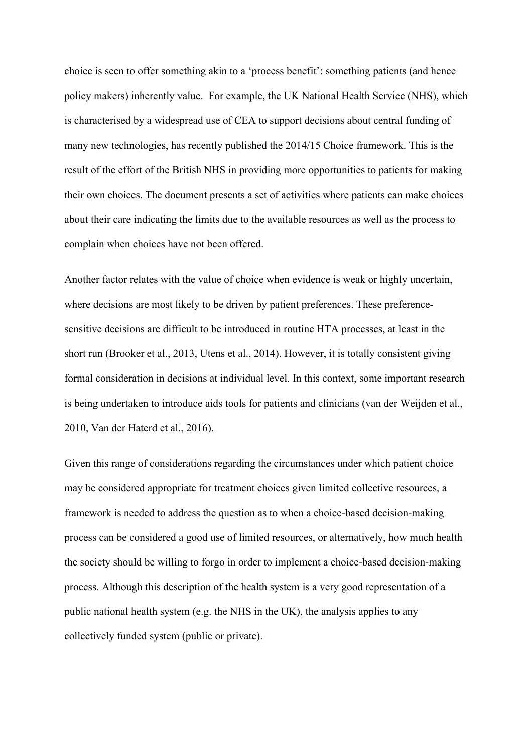choice is seen to offer something akin to a 'process benefit': something patients (and hence policy makers) inherently value. For example, the UK National Health Service (NHS), which is characterised by a widespread use of CEA to support decisions about central funding of many new technologies, has recently published the 2014/15 Choice framework. This is the result of the effort of the British NHS in providing more opportunities to patients for making their own choices. The document presents a set of activities where patients can make choices about their care indicating the limits due to the available resources as well as the process to complain when choices have not been offered.

Another factor relates with the value of choice when evidence is weak or highly uncertain, where decisions are most likely to be driven by patient preferences. These preference-sensitive decisions are difficult to be introduced in routine HTA processes, at least in the short run (Brooker et al., 2013, Utens et al., 2014). However, it is totally consistent giving formal consideration in decisions at individual level. In this context, some important research is being undertaken to introduce aids tools for patients and clinicians (van der Weijden et al., 2010, Van der Haterd et al., 2016).

Given this range of considerations regarding the circumstances under which patient choice may be considered appropriate for treatment choices given limited collective resources, a framework is needed to address the question as to when a choice-based decision-making process can be considered a good use of limited resources, or alternatively, how much health the society should be willing to forgo in order to implement a choice-based decision-making process. Although this description of the health system is a very good representation of a public national health system (e.g. the NHS in the UK), the analysis applies to any collectively funded system (public or private).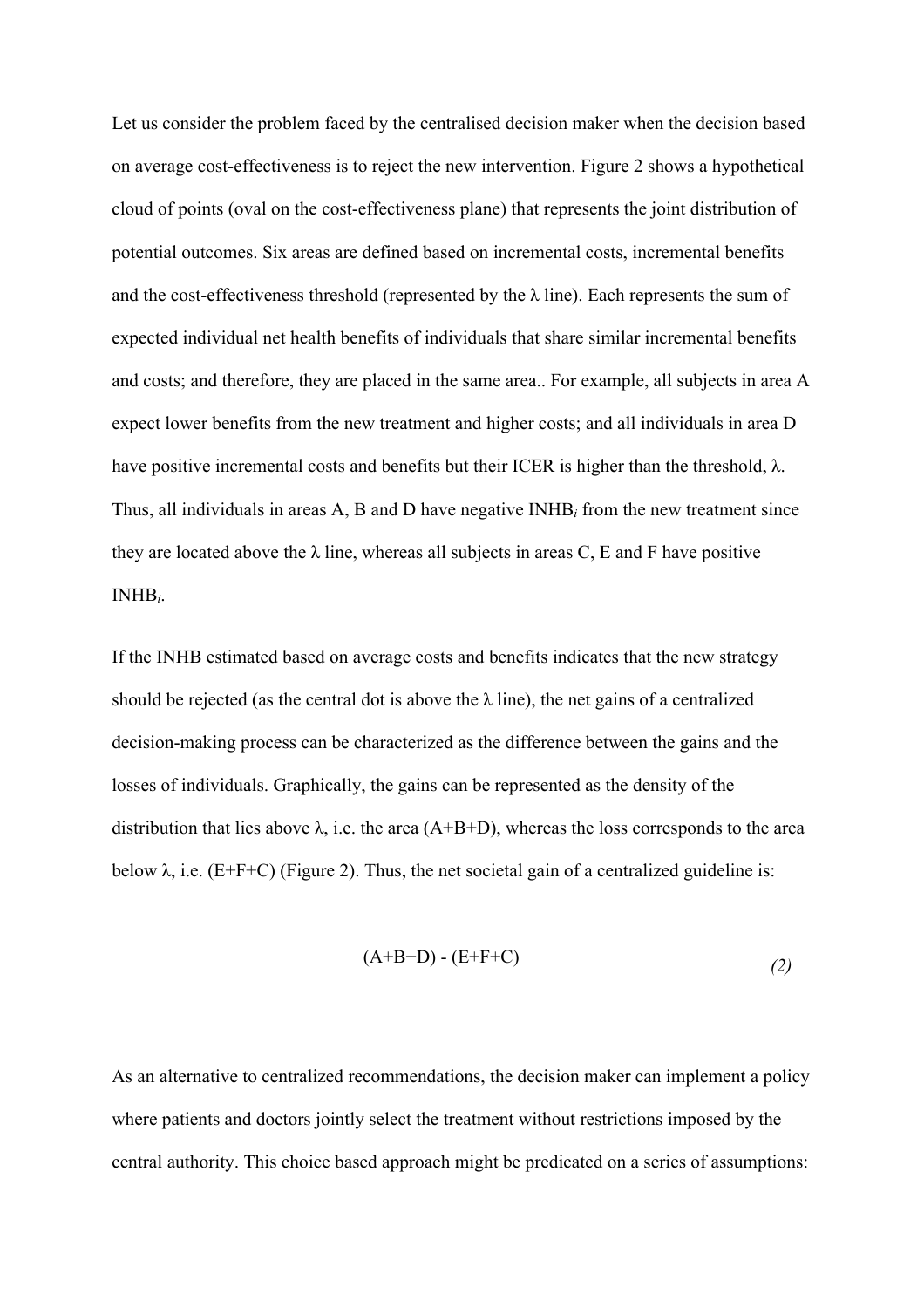Let us consider the problem faced by the centralised decision maker when the decision based on average cost-effectiveness is to reject the new intervention. Figure 2 shows a hypothetical cloud of points (oval on the cost-effectiveness plane) that represents the joint distribution of potential outcomes. Six areas are defined based on incremental costs, incremental benefits and the cost-effectiveness threshold (represented by the λ line). Each represents the sum of expected individual net health benefits of individuals that share similar incremental benefits and costs; and therefore, they are placed in the same area.. For example, all subjects in area A expect lower benefits from the new treatment and higher costs; and all individuals in area D have positive incremental costs and benefits but their ICER is higher than the threshold, λ. Thus, all individuals in areas A, B and D have negative $INHB_i$ from the new treatment since they are located above the λ line, whereas all subjects in areas C, E and F have positive $INHB_i$.

If the INHB estimated based on average costs and benefits indicates that the new strategy should be rejected (as the central dot is above the λ line), the net gains of a centralized decision-making process can be characterized as the difference between the gains and the losses of individuals. Graphically, the gains can be represented as the density of the distribution that lies above λ, i.e. the area (A+B+D), whereas the loss corresponds to the area below λ, i.e. (E+F+C) (Figure 2). Thus, the net societal gain of a centralized guideline is:

$$(A+B+D) - (E+F+C) \tag{2}$$

As an alternative to centralized recommendations, the decision maker can implement a policy where patients and doctors jointly select the treatment without restrictions imposed by the central authority. This choice based approach might be predicated on a series of assumptions: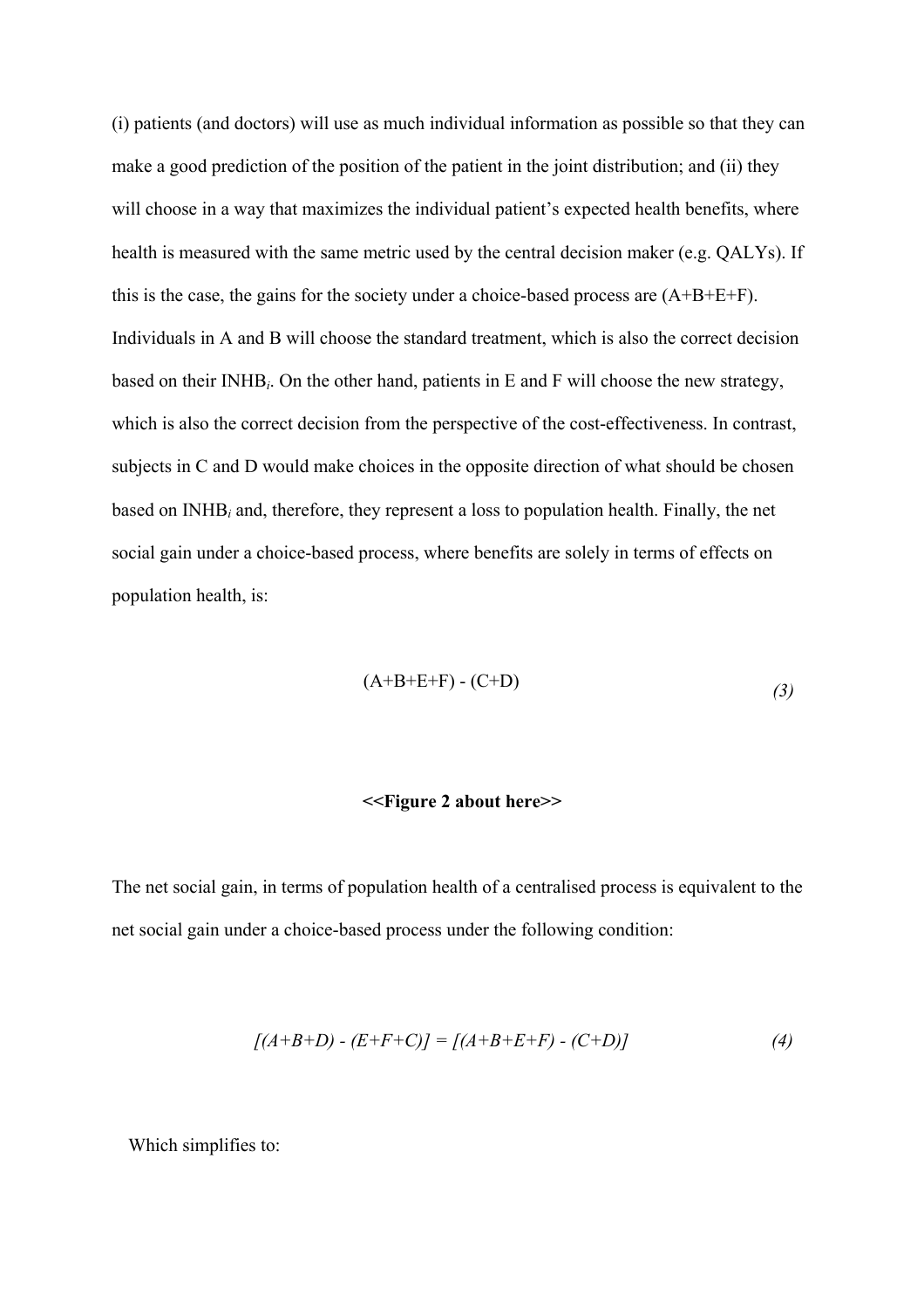(i) patients (and doctors) will use as much individual information as possible so that they can make a good prediction of the position of the patient in the joint distribution; and (ii) they will choose in a way that maximizes the individual patient's expected health benefits, where health is measured with the same metric used by the central decision maker (e.g. QALYs). If this is the case, the gains for the society under a choice-based process are (A+B+E+F). Individuals in A and B will choose the standard treatment, which is also the correct decision based on their $INHB_i$. On the other hand, patients in E and F will choose the new strategy, which is also the correct decision from the perspective of the cost-effectiveness. In contrast, subjects in C and D would make choices in the opposite direction of what should be chosen based on $INHB_i$ and, therefore, they represent a loss to population health. Finally, the net social gain under a choice-based process, where benefits are solely in terms of effects on population health, is:

$$(A+B+E+F) - (C+D) \tag{3}$$

**<<Figure 2 about here>>**

The net social gain, in terms of population health of a centralised process is equivalent to the net social gain under a choice-based process under the following condition:

$$[(A+B+D) - (E+F+C)] = [(A+B+E+F) - (C+D)] \tag{4}$$

Which simplifies to: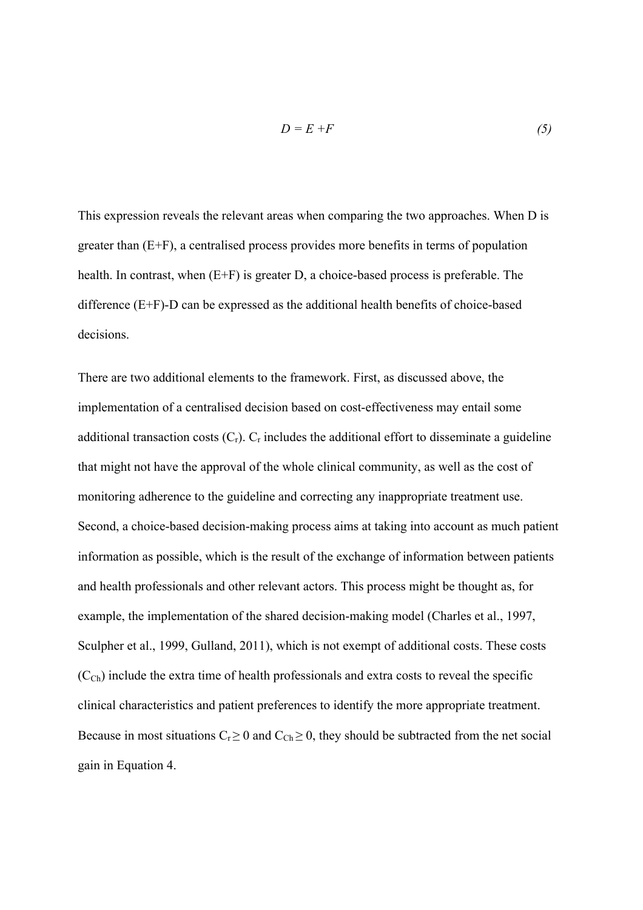$$D = E + F \qquad (5)$$

This expression reveals the relevant areas when comparing the two approaches. When D is greater than (E+F), a centralised process provides more benefits in terms of population health. In contrast, when (E+F) is greater D, a choice-based process is preferable. The difference (E+F)-D can be expressed as the additional health benefits of choice-based decisions.

There are two additional elements to the framework. First, as discussed above, the implementation of a centralised decision based on cost-effectiveness may entail some additional transaction costs ($C_r$). $C_r$ includes the additional effort to disseminate a guideline that might not have the approval of the whole clinical community, as well as the cost of monitoring adherence to the guideline and correcting any inappropriate treatment use. Second, a choice-based decision-making process aims at taking into account as much patient information as possible, which is the result of the exchange of information between patients and health professionals and other relevant actors. This process might be thought as, for example, the implementation of the shared decision-making model (Charles et al., 1997, Sculpher et al., 1999, Gulland, 2011), which is not exempt of additional costs. These costs ($C_{Ch}$) include the extra time of health professionals and extra costs to reveal the specific clinical characteristics and patient preferences to identify the more appropriate treatment. Because in most situations $C_r \geq 0$ and $C_{Ch} \geq 0$, they should be subtracted from the net social gain in Equation 4.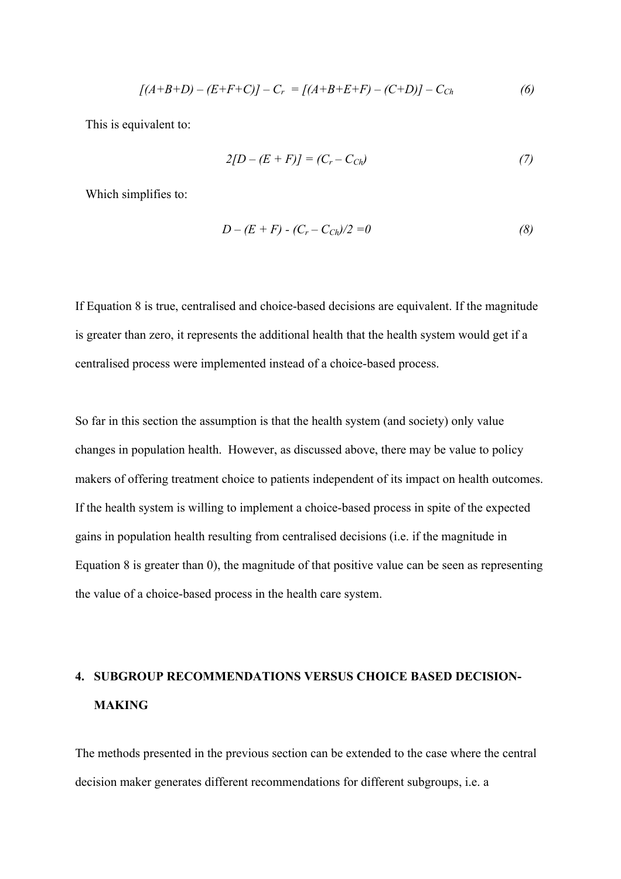$$[(A+B+D) - (E+F+C)] - C_r = [(A+B+E+F) - (C+D)] - C_{Ch} \tag{6}$$

This is equivalent to:

$$2[D - (E + F)] = (C_r - C_{Ch}) \tag{7}$$

Which simplifies to:

$$D - (E + F) - (C_r - C_{Ch})/2 = 0 \tag{8}$$

If Equation 8 is true, centralised and choice-based decisions are equivalent. If the magnitude is greater than zero, it represents the additional health that the health system would get if a centralised process were implemented instead of a choice-based process.

So far in this section the assumption is that the health system (and society) only value changes in population health. However, as discussed above, there may be value to policy makers of offering treatment choice to patients independent of its impact on health outcomes. If the health system is willing to implement a choice-based process in spite of the expected gains in population health resulting from centralised decisions (i.e. if the magnitude in Equation 8 is greater than 0), the magnitude of that positive value can be seen as representing the value of a choice-based process in the health care system.

## 4. SUBGROUP RECOMMENDATIONS VERSUS CHOICE BASED DECISION-MAKING

The methods presented in the previous section can be extended to the case where the central decision maker generates different recommendations for different subgroups, i.e. a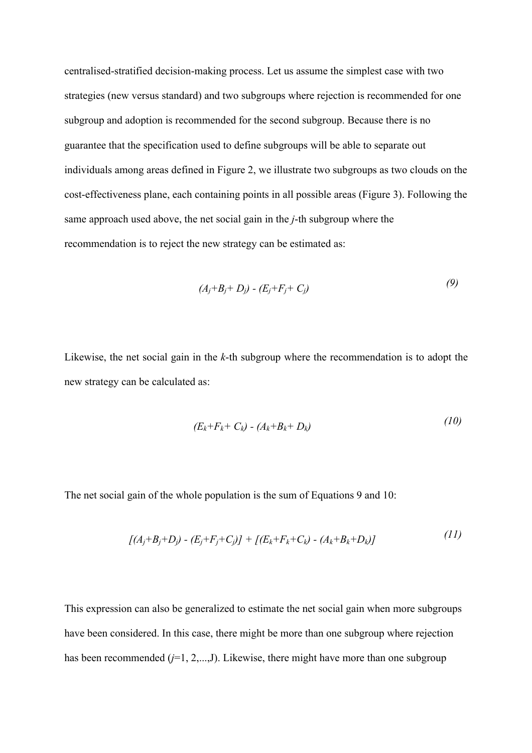centralised-stratified decision-making process. Let us assume the simplest case with two strategies (new versus standard) and two subgroups where rejection is recommended for one subgroup and adoption is recommended for the second subgroup. Because there is no guarantee that the specification used to define subgroups will be able to separate out individuals among areas defined in Figure 2, we illustrate two subgroups as two clouds on the cost-effectiveness plane, each containing points in all possible areas (Figure 3). Following the same approach used above, the net social gain in the *j*-th subgroup where the recommendation is to reject the new strategy can be estimated as:

$$(A_j+B_j+D_j) - (E_j+F_j+C_j) \tag{9}$$

Likewise, the net social gain in the *k*-th subgroup where the recommendation is to adopt the new strategy can be calculated as:

$$(E_k+F_k+C_k) - (A_k+B_k+D_k) \tag{10}$$

The net social gain of the whole population is the sum of Equations 9 and 10:

$$[(A_j+B_j+D_j) - (E_j+F_j+C_j)] + [(E_k+F_k+C_k) - (A_k+B_k+D_k)] \tag{11}$$

This expression can also be generalized to estimate the net social gain when more subgroups have been considered. In this case, there might be more than one subgroup where rejection has been recommended ($j$=1, 2,...,J). Likewise, there might have more than one subgroup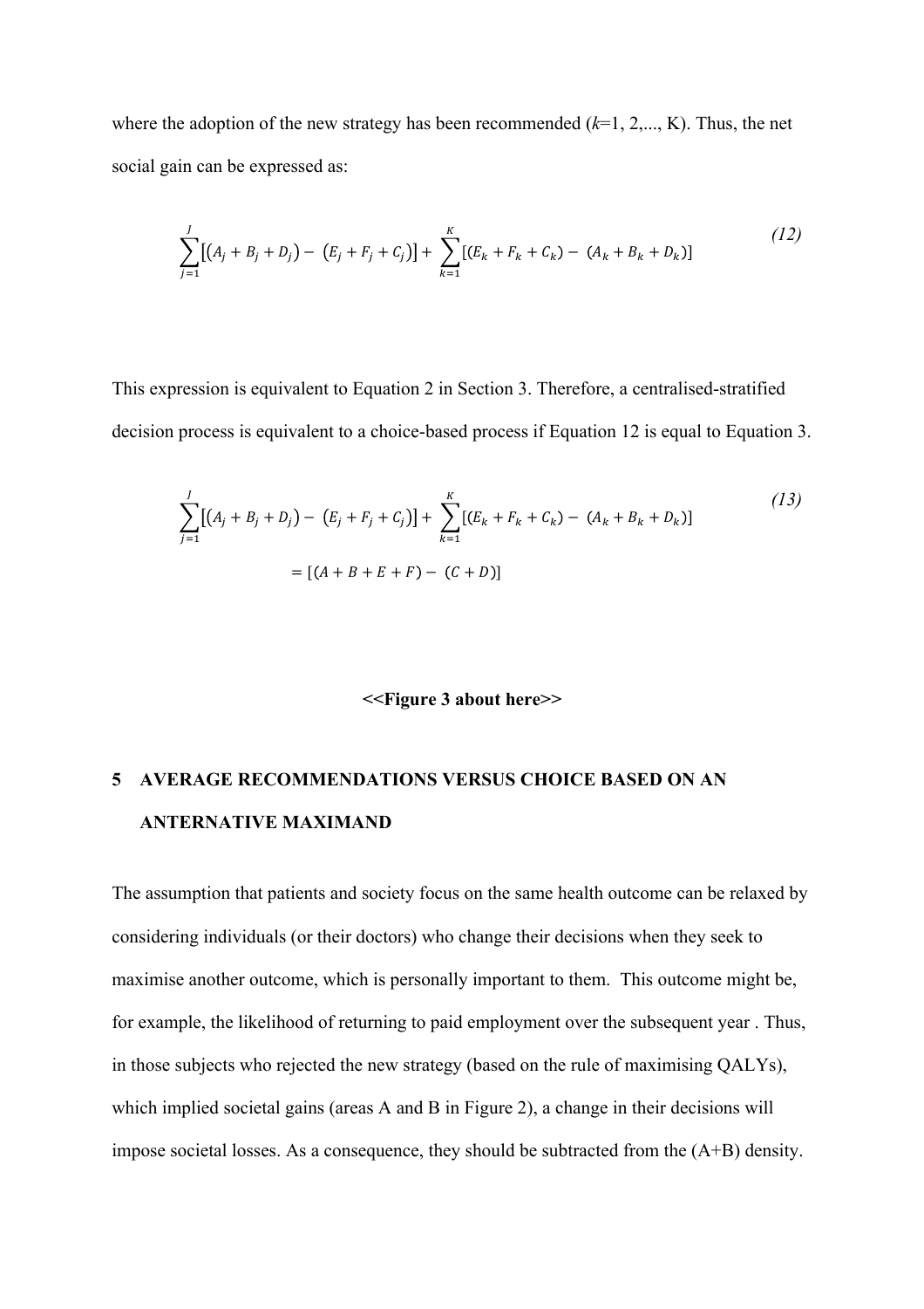where the adoption of the new strategy has been recommended ($k$=1, 2,..., K). Thus, the net social gain can be expressed as:

$$\sum_{j=1}^{J}\left[\left(A_j + B_j + D_j\right) - \left(E_j + F_j + C_j\right)\right] + \sum_{k=1}^{K}\left[\left(E_k + F_k + C_k\right) - \left(A_k + B_k + D_k\right)\right] \tag{12}$$

This expression is equivalent to Equation 2 in Section 3. Therefore, a centralised-stratified decision process is equivalent to a choice-based process if Equation 12 is equal to Equation 3.

$$\sum_{j=1}^{J}\left[\left(A_j + B_j + D_j\right) - \left(E_j + F_j + C_j\right)\right] + \sum_{k=1}^{K}\left[\left(E_k + F_k + C_k\right) - \left(A_k + B_k + D_k\right)\right] = \left[\left(A + B + E + F\right) - \left(C + D\right)\right] \tag{13}$$

**<<Figure 3 about here>>**

## 5 AVERAGE RECOMMENDATIONS VERSUS CHOICE BASED ON AN ANTERNATIVE MAXIMAND

The assumption that patients and society focus on the same health outcome can be relaxed by considering individuals (or their doctors) who change their decisions when they seek to maximise another outcome, which is personally important to them. This outcome might be, for example, the likelihood of returning to paid employment over the subsequent year . Thus, in those subjects who rejected the new strategy (based on the rule of maximising QALYs), which implied societal gains (areas A and B in Figure 2), a change in their decisions will impose societal losses. As a consequence, they should be subtracted from the (A+B) density.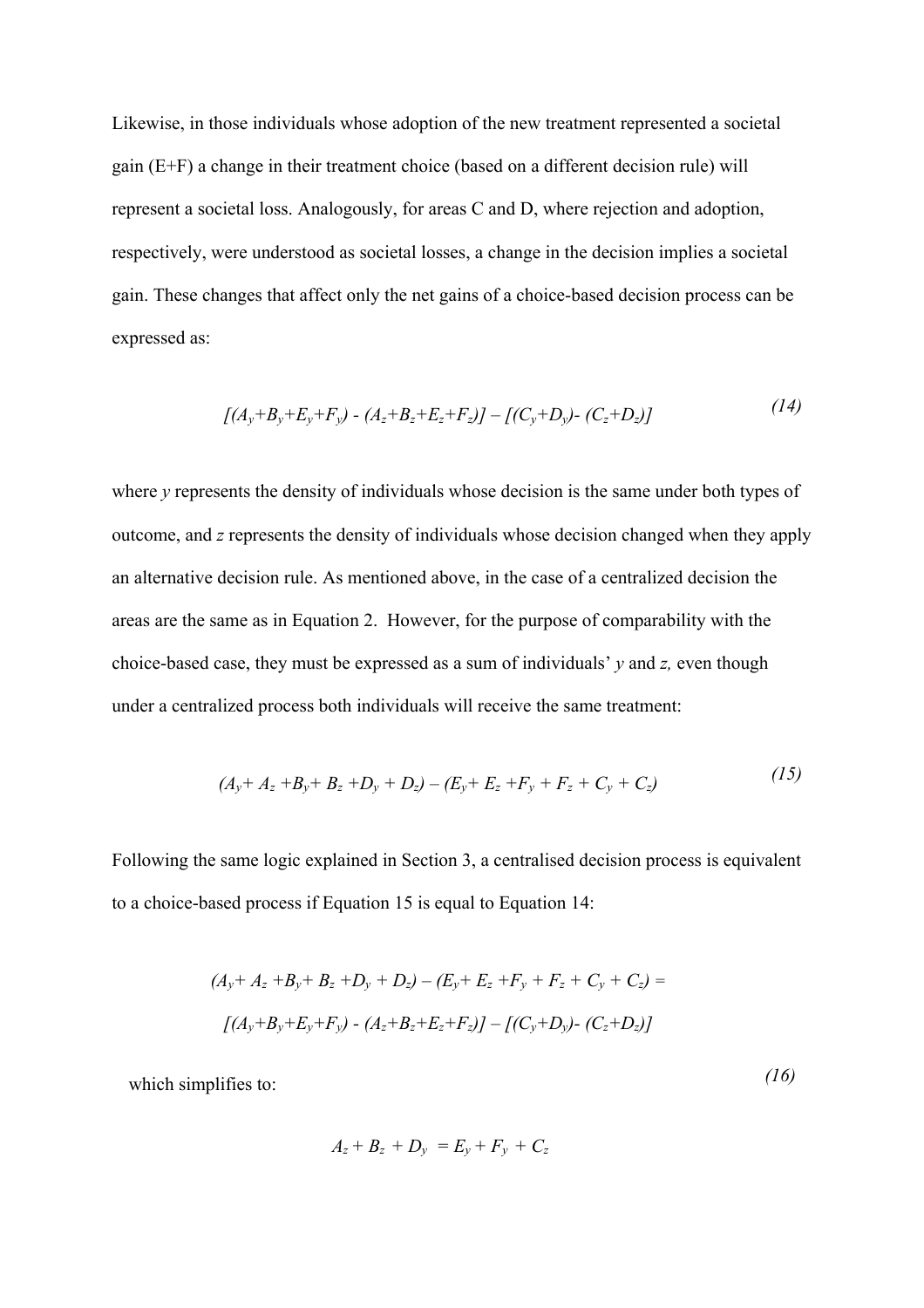Likewise, in those individuals whose adoption of the new treatment represented a societal gain (E+F) a change in their treatment choice (based on a different decision rule) will represent a societal loss. Analogously, for areas C and D, where rejection and adoption, respectively, were understood as societal losses, a change in the decision implies a societal gain. These changes that affect only the net gains of a choice-based decision process can be expressed as:

$$[(A_y+B_y+E_y+F_y) - (A_z+B_z+E_z+F_z)] - [(C_y+D_y) - (C_z+D_z)] \tag{14}$$

where $y$ represents the density of individuals whose decision is the same under both types of outcome, and $z$ represents the density of individuals whose decision changed when they apply an alternative decision rule. As mentioned above, in the case of a centralized decision the areas are the same as in Equation 2. However, for the purpose of comparability with the choice-based case, they must be expressed as a sum of individuals' $y$ and $z$, even though under a centralized process both individuals will receive the same treatment:

$$(A_y+ A_z +B_y+ B_z +D_y + D_z) - (E_y+ E_z +F_y + F_z + C_y + C_z) \tag{15}$$

Following the same logic explained in Section 3, a centralised decision process is equivalent to a choice-based process if Equation 15 is equal to Equation 14:

$$(A_y+ A_z +B_y+ B_z +D_y + D_z) - (E_y+ E_z +F_y + F_z + C_y + C_z) =$$

$$[(A_y+B_y+E_y+F_y) - (A_z+B_z+E_z+F_z)] - [(C_y+D_y) - (C_z+D_z)] \tag{16}$$

which simplifies to:

$$A_z + B_z + D_y = E_y + F_y + C_z$$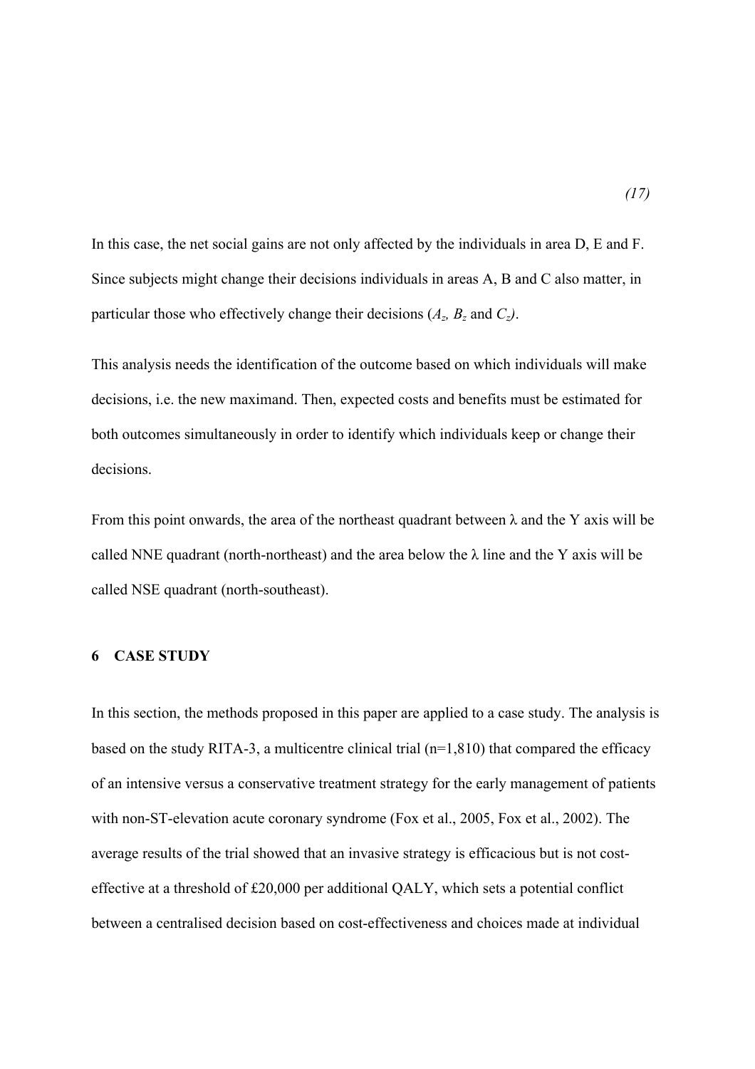*(17)*

In this case, the net social gains are not only affected by the individuals in area D, E and F. Since subjects might change their decisions individuals in areas A, B and C also matter, in particular those who effectively change their decisions ($A_z$, $B_z$ and $C_z$).

This analysis needs the identification of the outcome based on which individuals will make decisions, i.e. the new maximand. Then, expected costs and benefits must be estimated for both outcomes simultaneously in order to identify which individuals keep or change their decisions.

From this point onwards, the area of the northeast quadrant between λ and the Y axis will be called NNE quadrant (north-northeast) and the area below the λ line and the Y axis will be called NSE quadrant (north-southeast).

## 6 CASE STUDY

In this section, the methods proposed in this paper are applied to a case study. The analysis is based on the study RITA-3, a multicentre clinical trial (n=1,810) that compared the efficacy of an intensive versus a conservative treatment strategy for the early management of patients with non-ST-elevation acute coronary syndrome (Fox et al., 2005, Fox et al., 2002). The average results of the trial showed that an invasive strategy is efficacious but is not cost-effective at a threshold of £20,000 per additional QALY, which sets a potential conflict between a centralised decision based on cost-effectiveness and choices made at individual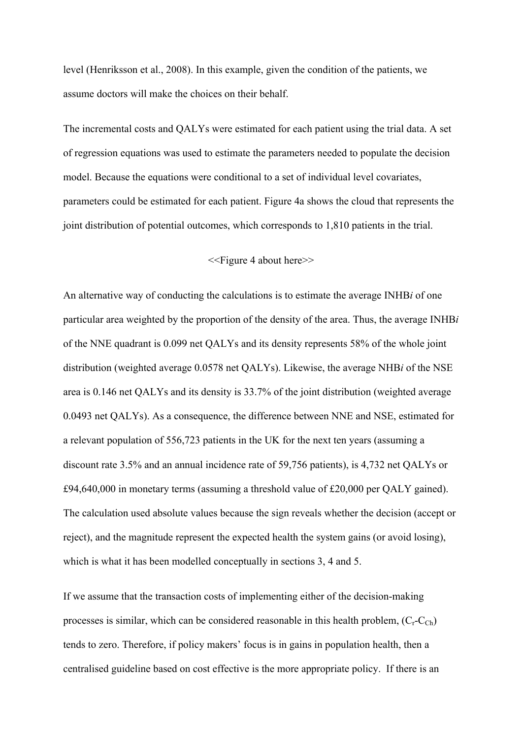level (Henriksson et al., 2008). In this example, given the condition of the patients, we assume doctors will make the choices on their behalf.

The incremental costs and QALYs were estimated for each patient using the trial data. A set of regression equations was used to estimate the parameters needed to populate the decision model. Because the equations were conditional to a set of individual level covariates, parameters could be estimated for each patient. Figure 4a shows the cloud that represents the joint distribution of potential outcomes, which corresponds to 1,810 patients in the trial.

<<Figure 4 about here>>

An alternative way of conducting the calculations is to estimate the average INHB*i* of one particular area weighted by the proportion of the density of the area. Thus, the average INHB*i* of the NNE quadrant is 0.099 net QALYs and its density represents 58% of the whole joint distribution (weighted average 0.0578 net QALYs). Likewise, the average NHB*i* of the NSE area is 0.146 net QALYs and its density is 33.7% of the joint distribution (weighted average 0.0493 net QALYs). As a consequence, the difference between NNE and NSE, estimated for a relevant population of 556,723 patients in the UK for the next ten years (assuming a discount rate 3.5% and an annual incidence rate of 59,756 patients), is 4,732 net QALYs or £94,640,000 in monetary terms (assuming a threshold value of £20,000 per QALY gained). The calculation used absolute values because the sign reveals whether the decision (accept or reject), and the magnitude represent the expected health the system gains (or avoid losing), which is what it has been modelled conceptually in sections 3, 4 and 5.

If we assume that the transaction costs of implementing either of the decision-making processes is similar, which can be considered reasonable in this health problem, ($C_r$-$C_{Ch}$) tends to zero. Therefore, if policy makers' focus is in gains in population health, then a centralised guideline based on cost effective is the more appropriate policy. If there is an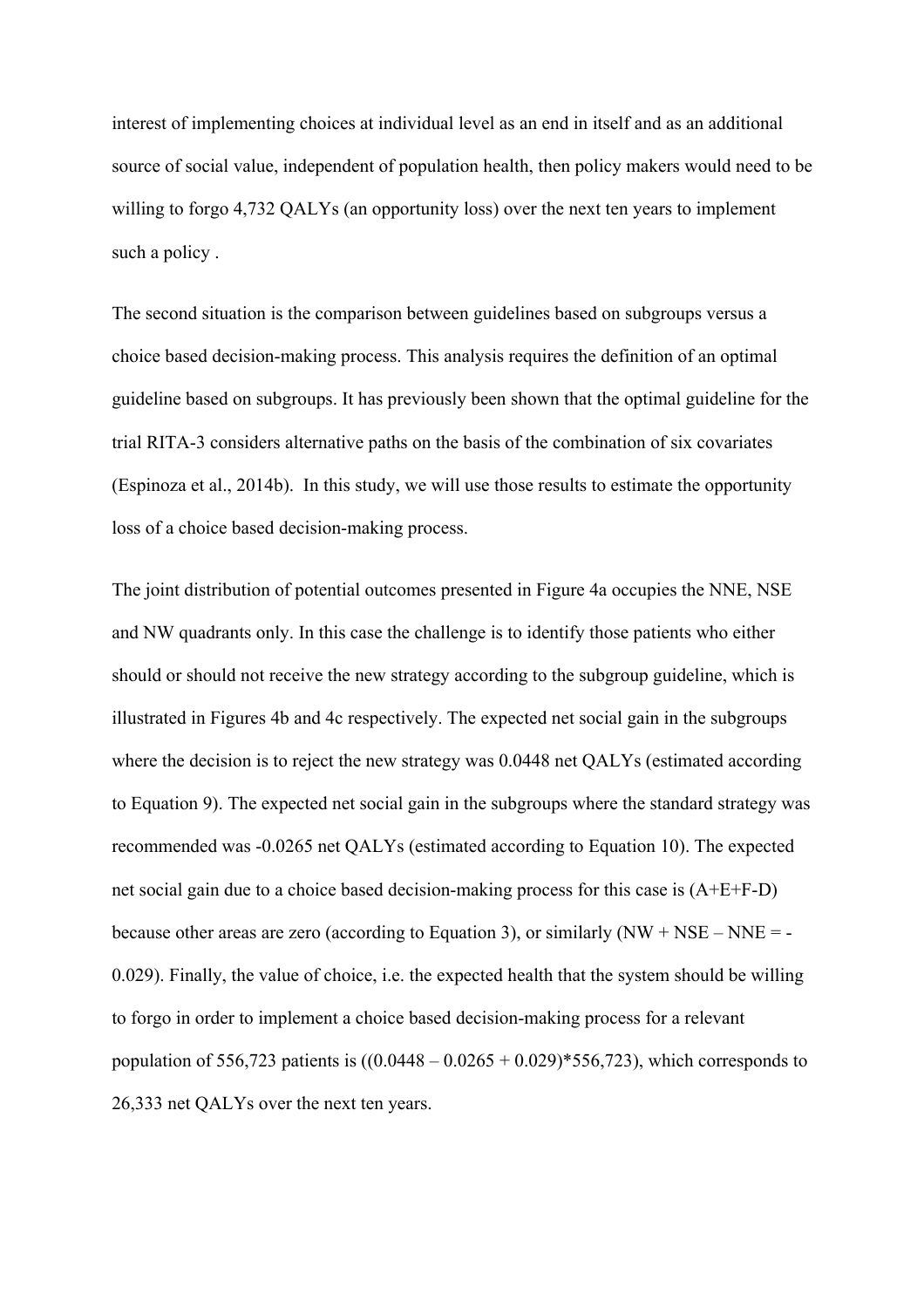interest of implementing choices at individual level as an end in itself and as an additional source of social value, independent of population health, then policy makers would need to be willing to forgo 4,732 QALYs (an opportunity loss) over the next ten years to implement such a policy .

The second situation is the comparison between guidelines based on subgroups versus a choice based decision-making process. This analysis requires the definition of an optimal guideline based on subgroups. It has previously been shown that the optimal guideline for the trial RITA-3 considers alternative paths on the basis of the combination of six covariates (Espinoza et al., 2014b). In this study, we will use those results to estimate the opportunity loss of a choice based decision-making process.

The joint distribution of potential outcomes presented in Figure 4a occupies the NNE, NSE and NW quadrants only. In this case the challenge is to identify those patients who either should or should not receive the new strategy according to the subgroup guideline, which is illustrated in Figures 4b and 4c respectively. The expected net social gain in the subgroups where the decision is to reject the new strategy was 0.0448 net QALYs (estimated according to Equation 9). The expected net social gain in the subgroups where the standard strategy was recommended was -0.0265 net QALYs (estimated according to Equation 10). The expected net social gain due to a choice based decision-making process for this case is (A+E+F-D) because other areas are zero (according to Equation 3), or similarly (NW + NSE – NNE = -0.029). Finally, the value of choice, i.e. the expected health that the system should be willing to forgo in order to implement a choice based decision-making process for a relevant population of 556,723 patients is ((0.0448 – 0.0265 + 0.029)*556,723), which corresponds to 26,333 net QALYs over the next ten years.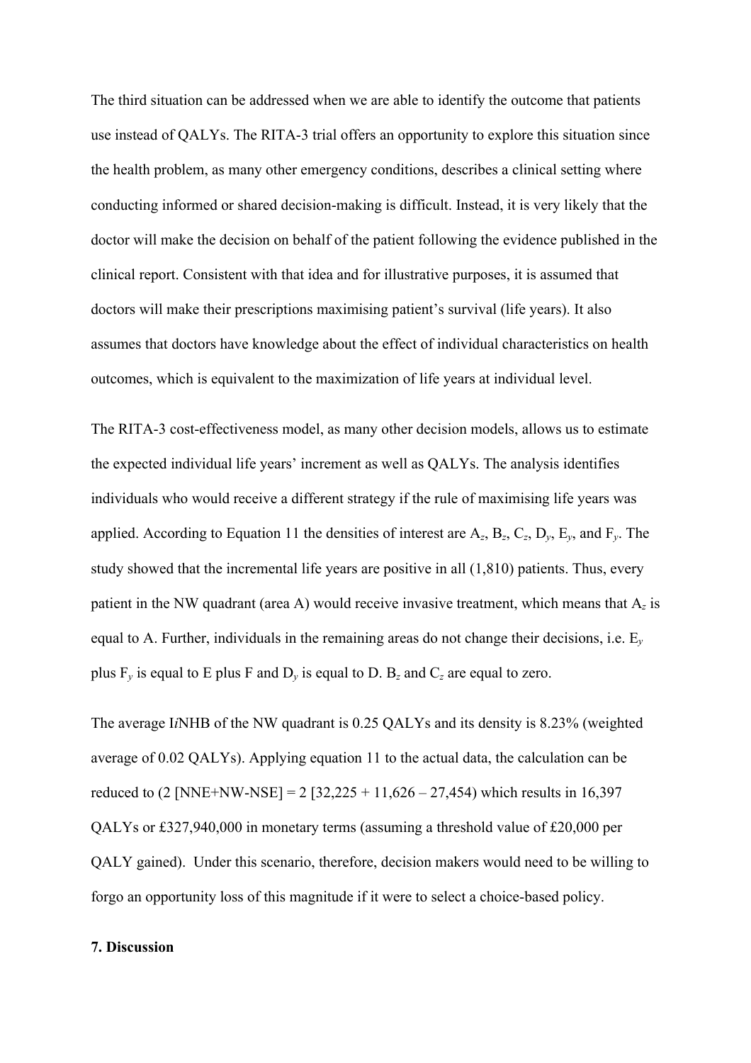The third situation can be addressed when we are able to identify the outcome that patients use instead of QALYs. The RITA-3 trial offers an opportunity to explore this situation since the health problem, as many other emergency conditions, describes a clinical setting where conducting informed or shared decision-making is difficult. Instead, it is very likely that the doctor will make the decision on behalf of the patient following the evidence published in the clinical report. Consistent with that idea and for illustrative purposes, it is assumed that doctors will make their prescriptions maximising patient's survival (life years). It also assumes that doctors have knowledge about the effect of individual characteristics on health outcomes, which is equivalent to the maximization of life years at individual level.

The RITA-3 cost-effectiveness model, as many other decision models, allows us to estimate the expected individual life years' increment as well as QALYs. The analysis identifies individuals who would receive a different strategy if the rule of maximising life years was applied. According to Equation 11 the densities of interest are $A_z$, $B_z$, $C_z$, $D_y$, $E_y$, and $F_y$. The study showed that the incremental life years are positive in all (1,810) patients. Thus, every patient in the NW quadrant (area A) would receive invasive treatment, which means that $A_z$ is equal to A. Further, individuals in the remaining areas do not change their decisions, i.e. $E_y$ plus $F_y$ is equal to E plus F and $D_y$ is equal to D. $B_z$ and $C_z$ are equal to zero.

The average I*i*NHB of the NW quadrant is 0.25 QALYs and its density is 8.23% (weighted average of 0.02 QALYs). Applying equation 11 to the actual data, the calculation can be reduced to (2 [NNE+NW-NSE] = 2 [32,225 + 11,626 – 27,454) which results in 16,397 QALYs or £327,940,000 in monetary terms (assuming a threshold value of £20,000 per QALY gained). Under this scenario, therefore, decision makers would need to be willing to forgo an opportunity loss of this magnitude if it were to select a choice-based policy.

## 7. Discussion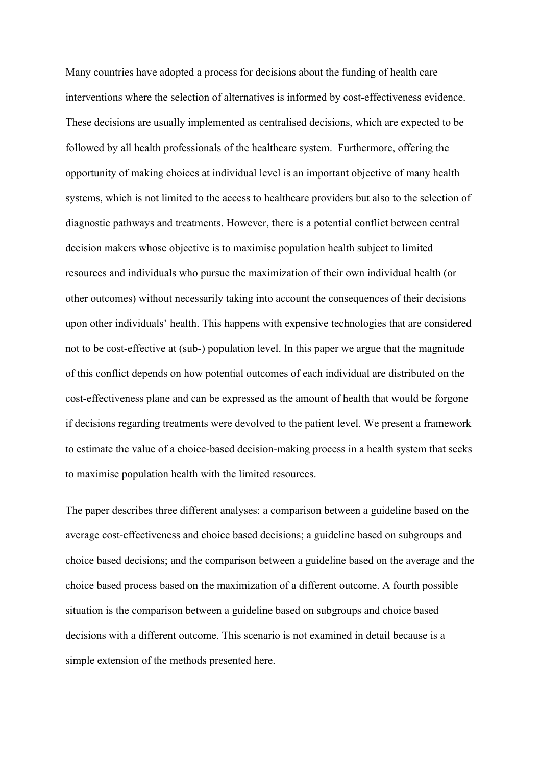Many countries have adopted a process for decisions about the funding of health care interventions where the selection of alternatives is informed by cost-effectiveness evidence. These decisions are usually implemented as centralised decisions, which are expected to be followed by all health professionals of the healthcare system. Furthermore, offering the opportunity of making choices at individual level is an important objective of many health systems, which is not limited to the access to healthcare providers but also to the selection of diagnostic pathways and treatments. However, there is a potential conflict between central decision makers whose objective is to maximise population health subject to limited resources and individuals who pursue the maximization of their own individual health (or other outcomes) without necessarily taking into account the consequences of their decisions upon other individuals' health. This happens with expensive technologies that are considered not to be cost-effective at (sub-) population level. In this paper we argue that the magnitude of this conflict depends on how potential outcomes of each individual are distributed on the cost-effectiveness plane and can be expressed as the amount of health that would be forgone if decisions regarding treatments were devolved to the patient level. We present a framework to estimate the value of a choice-based decision-making process in a health system that seeks to maximise population health with the limited resources.

The paper describes three different analyses: a comparison between a guideline based on the average cost-effectiveness and choice based decisions; a guideline based on subgroups and choice based decisions; and the comparison between a guideline based on the average and the choice based process based on the maximization of a different outcome. A fourth possible situation is the comparison between a guideline based on subgroups and choice based decisions with a different outcome. This scenario is not examined in detail because is a simple extension of the methods presented here.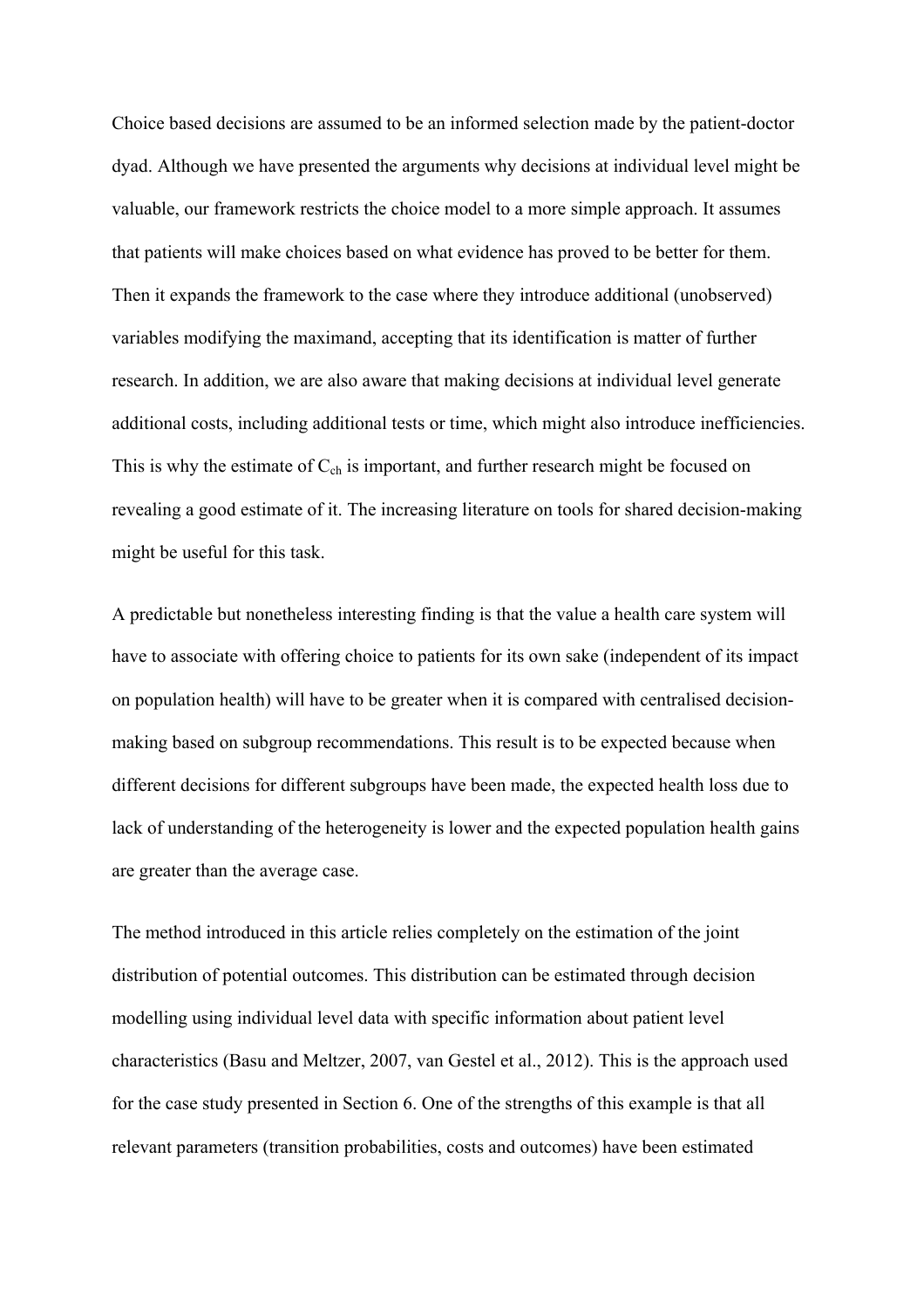Choice based decisions are assumed to be an informed selection made by the patient-doctor dyad. Although we have presented the arguments why decisions at individual level might be valuable, our framework restricts the choice model to a more simple approach. It assumes that patients will make choices based on what evidence has proved to be better for them. Then it expands the framework to the case where they introduce additional (unobserved) variables modifying the maximand, accepting that its identification is matter of further research. In addition, we are also aware that making decisions at individual level generate additional costs, including additional tests or time, which might also introduce inefficiencies. This is why the estimate of $C_{ch}$ is important, and further research might be focused on revealing a good estimate of it. The increasing literature on tools for shared decision-making might be useful for this task.

A predictable but nonetheless interesting finding is that the value a health care system will have to associate with offering choice to patients for its own sake (independent of its impact on population health) will have to be greater when it is compared with centralised decision-making based on subgroup recommendations. This result is to be expected because when different decisions for different subgroups have been made, the expected health loss due to lack of understanding of the heterogeneity is lower and the expected population health gains are greater than the average case.

The method introduced in this article relies completely on the estimation of the joint distribution of potential outcomes. This distribution can be estimated through decision modelling using individual level data with specific information about patient level characteristics (Basu and Meltzer, 2007, van Gestel et al., 2012). This is the approach used for the case study presented in Section 6. One of the strengths of this example is that all relevant parameters (transition probabilities, costs and outcomes) have been estimated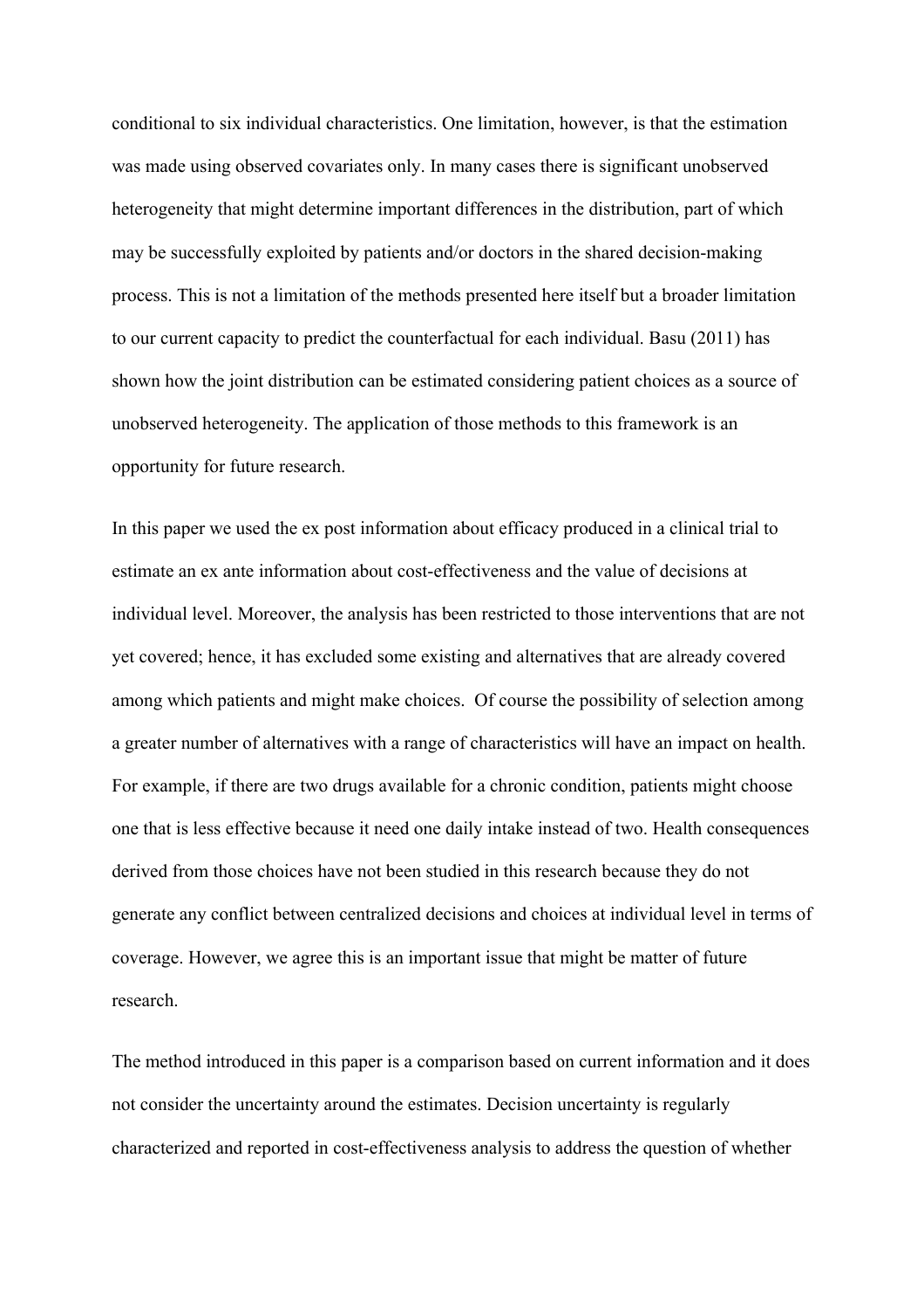conditional to six individual characteristics. One limitation, however, is that the estimation was made using observed covariates only. In many cases there is significant unobserved heterogeneity that might determine important differences in the distribution, part of which may be successfully exploited by patients and/or doctors in the shared decision-making process. This is not a limitation of the methods presented here itself but a broader limitation to our current capacity to predict the counterfactual for each individual. Basu (2011) has shown how the joint distribution can be estimated considering patient choices as a source of unobserved heterogeneity. The application of those methods to this framework is an opportunity for future research.

In this paper we used the ex post information about efficacy produced in a clinical trial to estimate an ex ante information about cost-effectiveness and the value of decisions at individual level. Moreover, the analysis has been restricted to those interventions that are not yet covered; hence, it has excluded some existing and alternatives that are already covered among which patients and might make choices. Of course the possibility of selection among a greater number of alternatives with a range of characteristics will have an impact on health. For example, if there are two drugs available for a chronic condition, patients might choose one that is less effective because it need one daily intake instead of two. Health consequences derived from those choices have not been studied in this research because they do not generate any conflict between centralized decisions and choices at individual level in terms of coverage. However, we agree this is an important issue that might be matter of future research.

The method introduced in this paper is a comparison based on current information and it does not consider the uncertainty around the estimates. Decision uncertainty is regularly characterized and reported in cost-effectiveness analysis to address the question of whether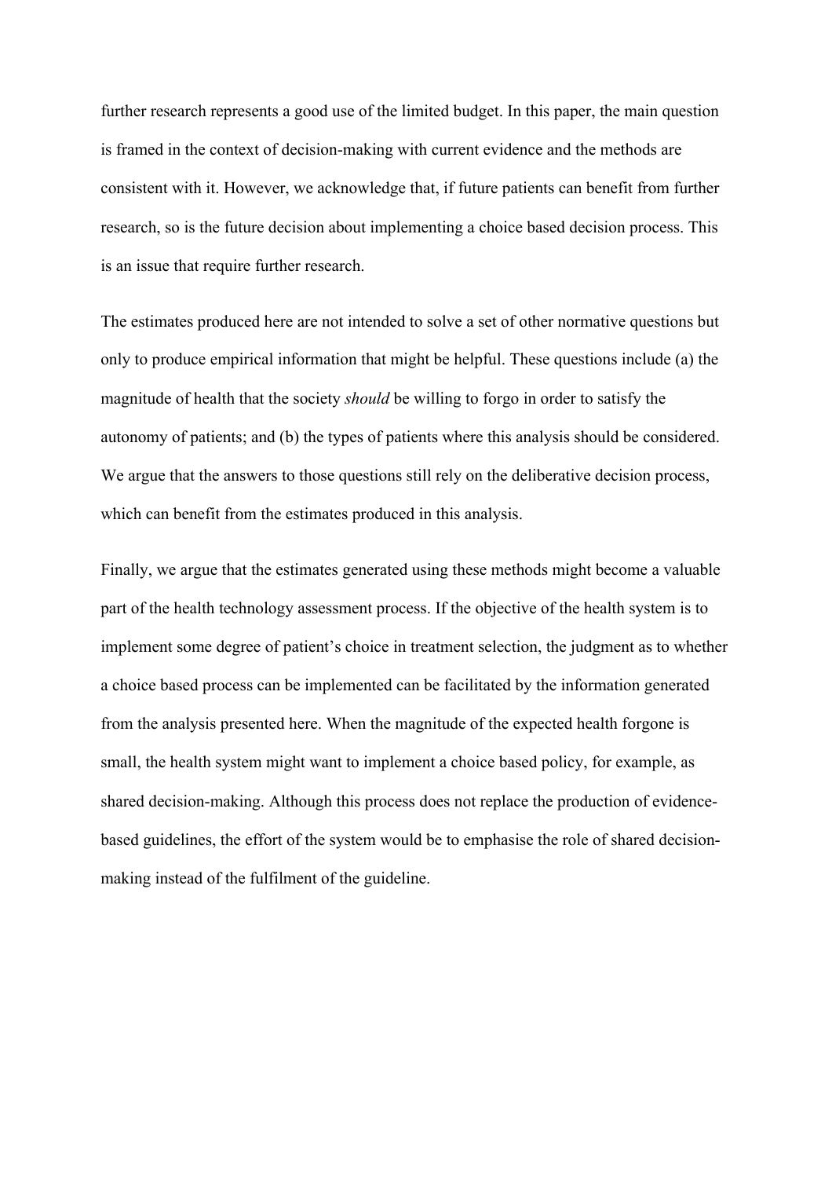further research represents a good use of the limited budget. In this paper, the main question is framed in the context of decision-making with current evidence and the methods are consistent with it. However, we acknowledge that, if future patients can benefit from further research, so is the future decision about implementing a choice based decision process. This is an issue that require further research.

The estimates produced here are not intended to solve a set of other normative questions but only to produce empirical information that might be helpful. These questions include (a) the magnitude of health that the society *should* be willing to forgo in order to satisfy the autonomy of patients; and (b) the types of patients where this analysis should be considered. We argue that the answers to those questions still rely on the deliberative decision process, which can benefit from the estimates produced in this analysis.

Finally, we argue that the estimates generated using these methods might become a valuable part of the health technology assessment process. If the objective of the health system is to implement some degree of patient's choice in treatment selection, the judgment as to whether a choice based process can be implemented can be facilitated by the information generated from the analysis presented here. When the magnitude of the expected health forgone is small, the health system might want to implement a choice based policy, for example, as shared decision-making. Although this process does not replace the production of evidence-based guidelines, the effort of the system would be to emphasise the role of shared decision-making instead of the fulfilment of the guideline.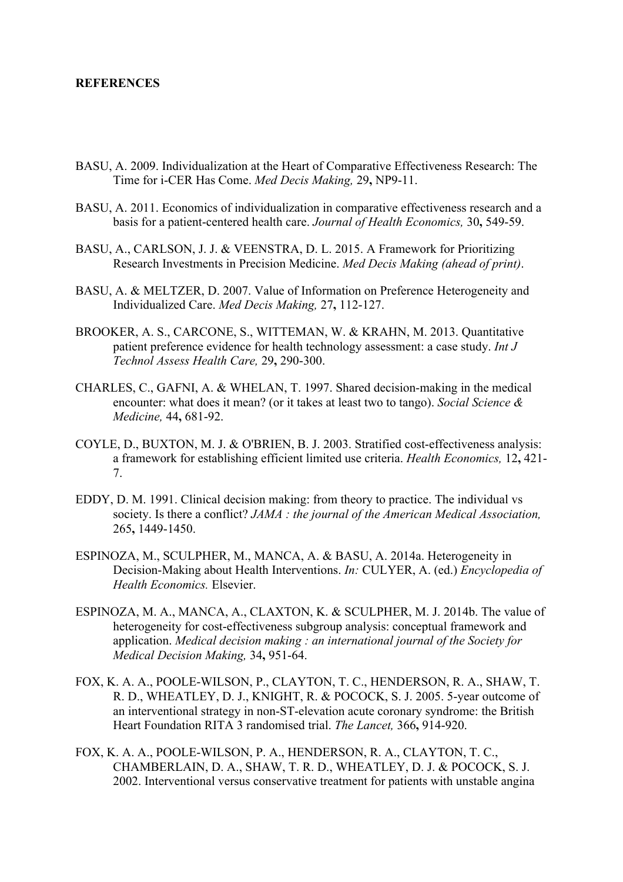**REFERENCES**

BASU, A. 2009. Individualization at the Heart of Comparative Effectiveness Research: The Time for i-CER Has Come. *Med Decis Making,* 29**,** NP9-11.

BASU, A. 2011. Economics of individualization in comparative effectiveness research and a basis for a patient-centered health care. *Journal of Health Economics,* 30**,** 549-59.

BASU, A., CARLSON, J. J. & VEENSTRA, D. L. 2015. A Framework for Prioritizing Research Investments in Precision Medicine. *Med Decis Making (ahead of print)*.

BASU, A. & MELTZER, D. 2007. Value of Information on Preference Heterogeneity and Individualized Care. *Med Decis Making,* 27**,** 112-127.

BROOKER, A. S., CARCONE, S., WITTEMAN, W. & KRAHN, M. 2013. Quantitative patient preference evidence for health technology assessment: a case study. *Int J Technol Assess Health Care,* 29**,** 290-300.

CHARLES, C., GAFNI, A. & WHELAN, T. 1997. Shared decision-making in the medical encounter: what does it mean? (or it takes at least two to tango). *Social Science & Medicine,* 44**,** 681-92.

COYLE, D., BUXTON, M. J. & O'BRIEN, B. J. 2003. Stratified cost-effectiveness analysis: a framework for establishing efficient limited use criteria. *Health Economics,* 12**,** 421-7.

EDDY, D. M. 1991. Clinical decision making: from theory to practice. The individual vs society. Is there a conflict? *JAMA : the journal of the American Medical Association,* 265**,** 1449-1450.

ESPINOZA, M., SCULPHER, M., MANCA, A. & BASU, A. 2014a. Heterogeneity in Decision-Making about Health Interventions. *In:* CULYER, A. (ed.) *Encyclopedia of Health Economics.* Elsevier.

ESPINOZA, M. A., MANCA, A., CLAXTON, K. & SCULPHER, M. J. 2014b. The value of heterogeneity for cost-effectiveness subgroup analysis: conceptual framework and application. *Medical decision making : an international journal of the Society for Medical Decision Making,* 34**,** 951-64.

FOX, K. A. A., POOLE-WILSON, P., CLAYTON, T. C., HENDERSON, R. A., SHAW, T. R. D., WHEATLEY, D. J., KNIGHT, R. & POCOCK, S. J. 2005. 5-year outcome of an interventional strategy in non-ST-elevation acute coronary syndrome: the British Heart Foundation RITA 3 randomised trial. *The Lancet,* 366**,** 914-920.

FOX, K. A. A., POOLE-WILSON, P. A., HENDERSON, R. A., CLAYTON, T. C., CHAMBERLAIN, D. A., SHAW, T. R. D., WHEATLEY, D. J. & POCOCK, S. J. 2002. Interventional versus conservative treatment for patients with unstable angina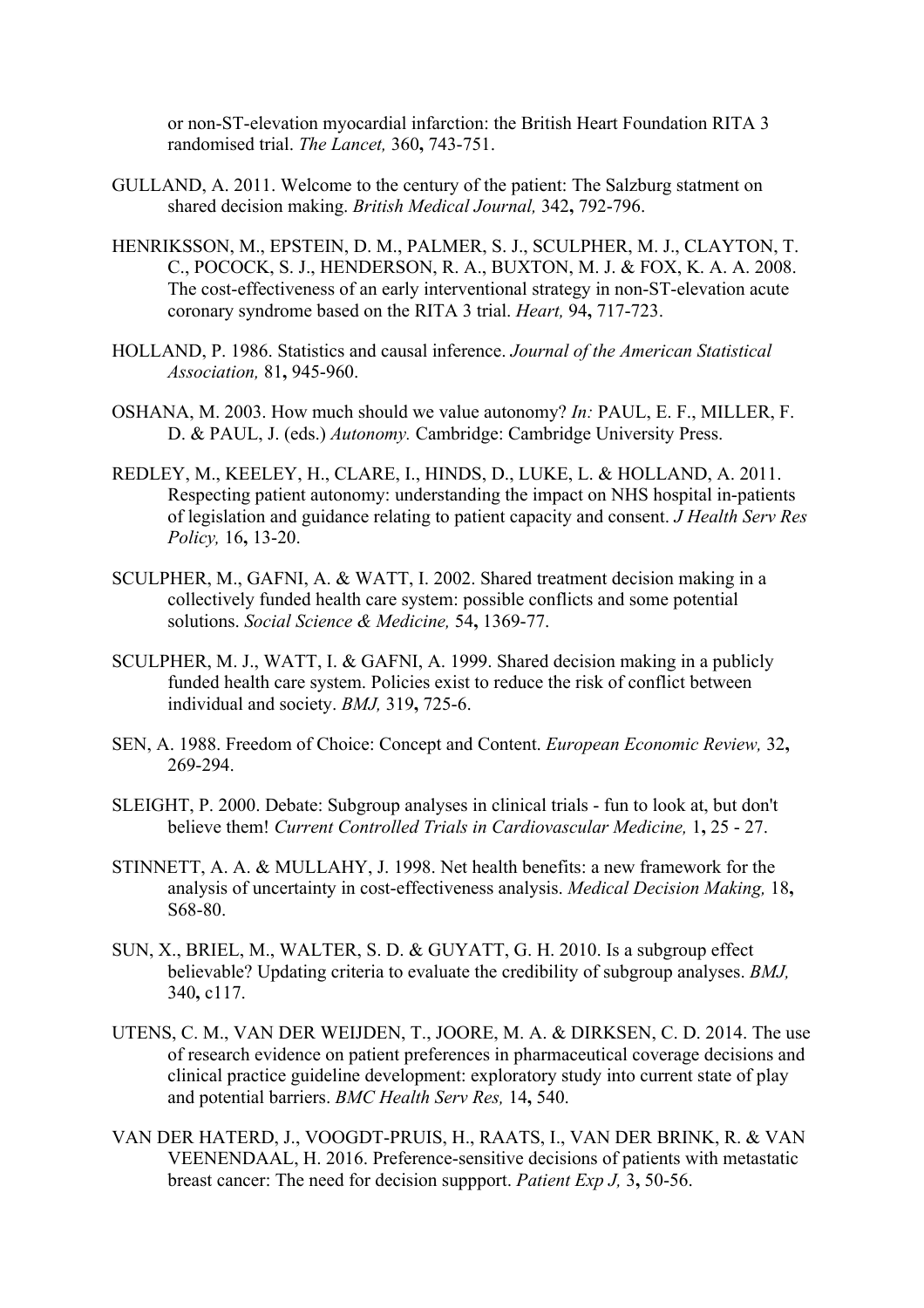or non-ST-elevation myocardial infarction: the British Heart Foundation RITA 3 randomised trial. *The Lancet,* 360**,** 743-751.

GULLAND, A. 2011. Welcome to the century of the patient: The Salzburg statment on shared decision making. *British Medical Journal,* 342**,** 792-796.

HENRIKSSON, M., EPSTEIN, D. M., PALMER, S. J., SCULPHER, M. J., CLAYTON, T. C., POCOCK, S. J., HENDERSON, R. A., BUXTON, M. J. & FOX, K. A. A. 2008. The cost-effectiveness of an early interventional strategy in non-ST-elevation acute coronary syndrome based on the RITA 3 trial. *Heart,* 94**,** 717-723.

HOLLAND, P. 1986. Statistics and causal inference. *Journal of the American Statistical Association,* 81**,** 945-960.

OSHANA, M. 2003. How much should we value autonomy? *In:* PAUL, E. F., MILLER, F. D. & PAUL, J. (eds.) *Autonomy.* Cambridge: Cambridge University Press.

REDLEY, M., KEELEY, H., CLARE, I., HINDS, D., LUKE, L. & HOLLAND, A. 2011. Respecting patient autonomy: understanding the impact on NHS hospital in-patients of legislation and guidance relating to patient capacity and consent. *J Health Serv Res Policy,* 16**,** 13-20.

SCULPHER, M., GAFNI, A. & WATT, I. 2002. Shared treatment decision making in a collectively funded health care system: possible conflicts and some potential solutions. *Social Science & Medicine,* 54**,** 1369-77.

SCULPHER, M. J., WATT, I. & GAFNI, A. 1999. Shared decision making in a publicly funded health care system. Policies exist to reduce the risk of conflict between individual and society. *BMJ,* 319**,** 725-6.

SEN, A. 1988. Freedom of Choice: Concept and Content. *European Economic Review,* 32**,** 269-294.

SLEIGHT, P. 2000. Debate: Subgroup analyses in clinical trials - fun to look at, but don't believe them! *Current Controlled Trials in Cardiovascular Medicine,* 1**,** 25 - 27.

STINNETT, A. A. & MULLAHY, J. 1998. Net health benefits: a new framework for the analysis of uncertainty in cost-effectiveness analysis. *Medical Decision Making,* 18**,** S68-80.

SUN, X., BRIEL, M., WALTER, S. D. & GUYATT, G. H. 2010. Is a subgroup effect believable? Updating criteria to evaluate the credibility of subgroup analyses. *BMJ,* 340**,** c117.

UTENS, C. M., VAN DER WEIJDEN, T., JOORE, M. A. & DIRKSEN, C. D. 2014. The use of research evidence on patient preferences in pharmaceutical coverage decisions and clinical practice guideline development: exploratory study into current state of play and potential barriers. *BMC Health Serv Res,* 14**,** 540.

VAN DER HATERD, J., VOOGDT-PRUIS, H., RAATS, I., VAN DER BRINK, R. & VAN VEENENDAAL, H. 2016. Preference-sensitive decisions of patients with metastatic breast cancer: The need for decision suppport. *Patient Exp J,* 3**,** 50-56.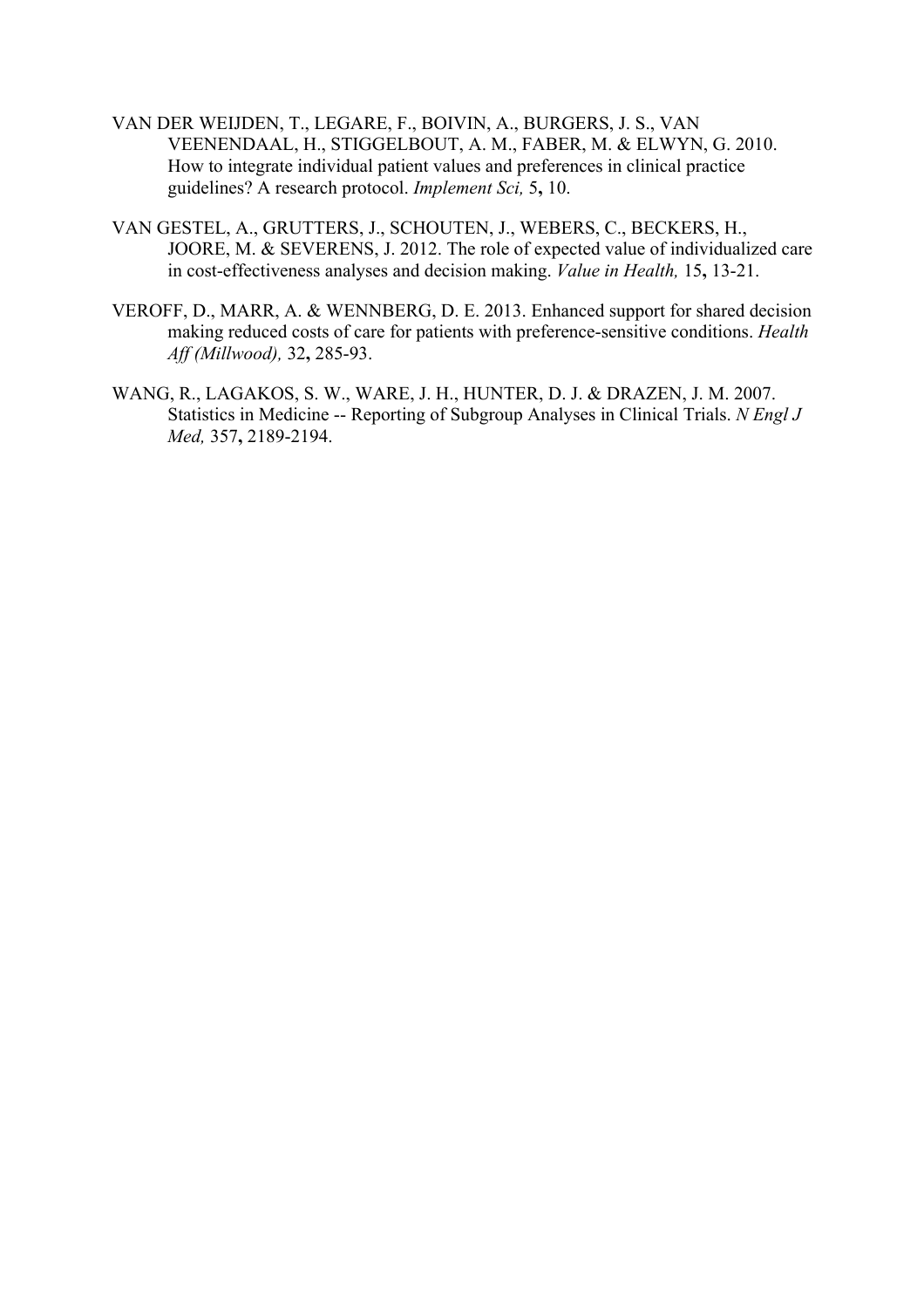VAN DER WEIJDEN, T., LEGARE, F., BOIVIN, A., BURGERS, J. S., VAN VEENENDAAL, H., STIGGELBOUT, A. M., FABER, M. & ELWYN, G. 2010. How to integrate individual patient values and preferences in clinical practice guidelines? A research protocol. *Implement Sci,* 5**,** 10.

VAN GESTEL, A., GRUTTERS, J., SCHOUTEN, J., WEBERS, C., BECKERS, H., JOORE, M. & SEVERENS, J. 2012. The role of expected value of individualized care in cost-effectiveness analyses and decision making. *Value in Health,* 15**,** 13-21.

VEROFF, D., MARR, A. & WENNBERG, D. E. 2013. Enhanced support for shared decision making reduced costs of care for patients with preference-sensitive conditions. *Health Aff (Millwood),* 32**,** 285-93.

WANG, R., LAGAKOS, S. W., WARE, J. H., HUNTER, D. J. & DRAZEN, J. M. 2007. Statistics in Medicine -- Reporting of Subgroup Analyses in Clinical Trials. *N Engl J Med,* 357**,** 2189-2194.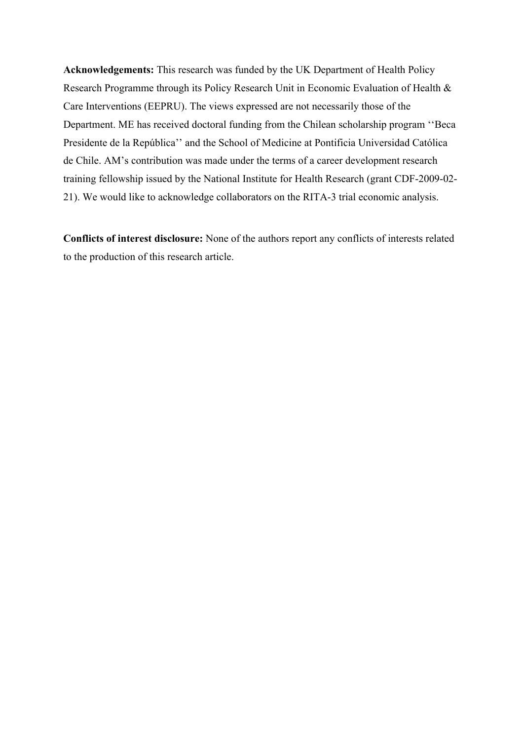**Acknowledgements:** This research was funded by the UK Department of Health Policy Research Programme through its Policy Research Unit in Economic Evaluation of Health & Care Interventions (EEPRU). The views expressed are not necessarily those of the Department. ME has received doctoral funding from the Chilean scholarship program ‘‘Beca Presidente de la República’’ and the School of Medicine at Pontificia Universidad Católica de Chile. AM’s contribution was made under the terms of a career development research training fellowship issued by the National Institute for Health Research (grant CDF-2009-02-21). We would like to acknowledge collaborators on the RITA-3 trial economic analysis.

**Conflicts of interest disclosure:** None of the authors report any conflicts of interests related to the production of this research article.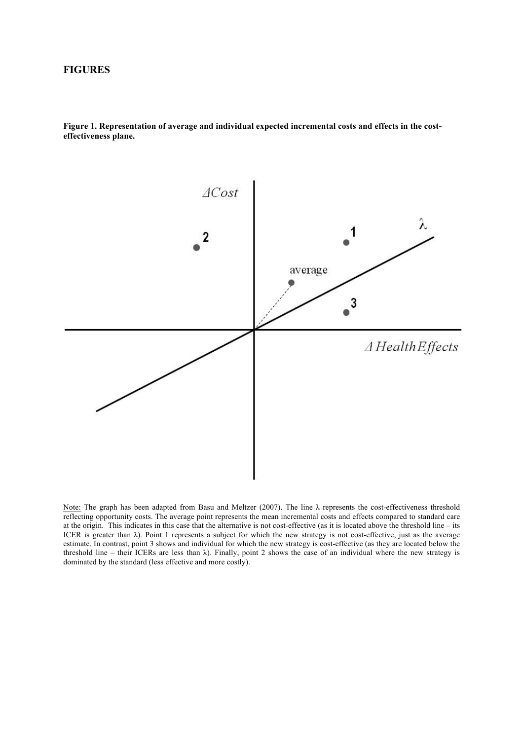# FIGURES

**Figure 1. Representation of average and individual expected incremental costs and effects in the cost-effectiveness plane.**

Note: The graph has been adapted from Basu and Meltzer (2007). The line λ represents the cost-effectiveness threshold reflecting opportunity costs. The average point represents the mean incremental costs and effects compared to standard care at the origin. This indicates in this case that the alternative is not cost-effective (as it is located above the threshold line – its ICER is greater than λ). Point 1 represents a subject for which the new strategy is not cost-effective, just as the average estimate. In contrast, point 3 shows and individual for which the new strategy is cost-effective (as they are located below the threshold line – their ICERs are less than λ). Finally, point 2 shows the case of an individual where the new strategy is dominated by the standard (less effective and more costly).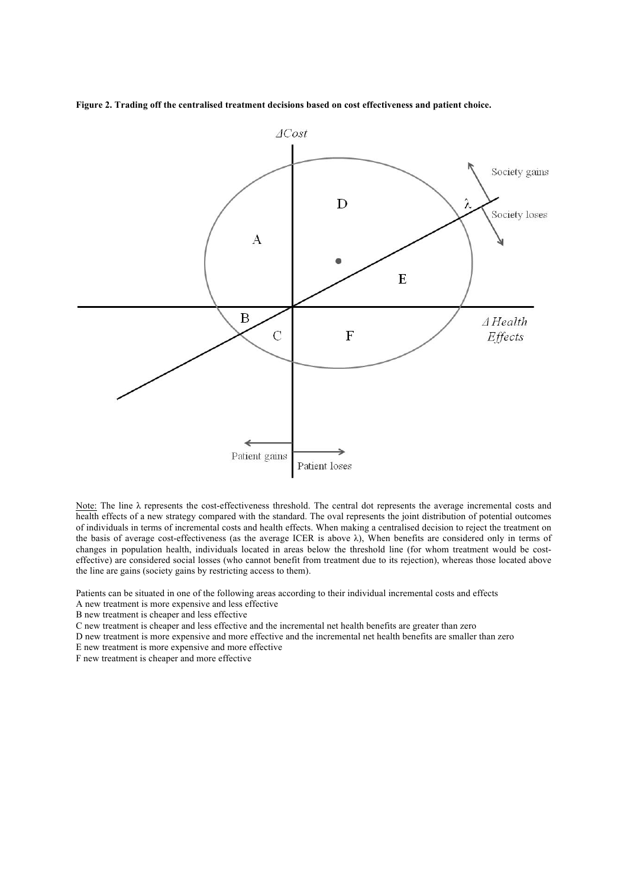**Figure 2. Trading off the centralised treatment decisions based on cost effectiveness and patient choice.**

<u>Note:</u> The line λ represents the cost-effectiveness threshold. The central dot represents the average incremental costs and health effects of a new strategy compared with the standard. The oval represents the joint distribution of potential outcomes of individuals in terms of incremental costs and health effects. When making a centralised decision to reject the treatment on the basis of average cost-effectiveness (as the average ICER is above λ), When benefits are considered only in terms of changes in population health, individuals located in areas below the threshold line (for whom treatment would be cost-effective) are considered social losses (who cannot benefit from treatment due to its rejection), whereas those located above the line are gains (society gains by restricting access to them).

Patients can be situated in one of the following areas according to their individual incremental costs and effects

A new treatment is more expensive and less effective

B new treatment is cheaper and less effective

C new treatment is cheaper and less effective and the incremental net health benefits are greater than zero

D new treatment is more expensive and more effective and the incremental net health benefits are smaller than zero

E new treatment is more expensive and more effective

F new treatment is cheaper and more effective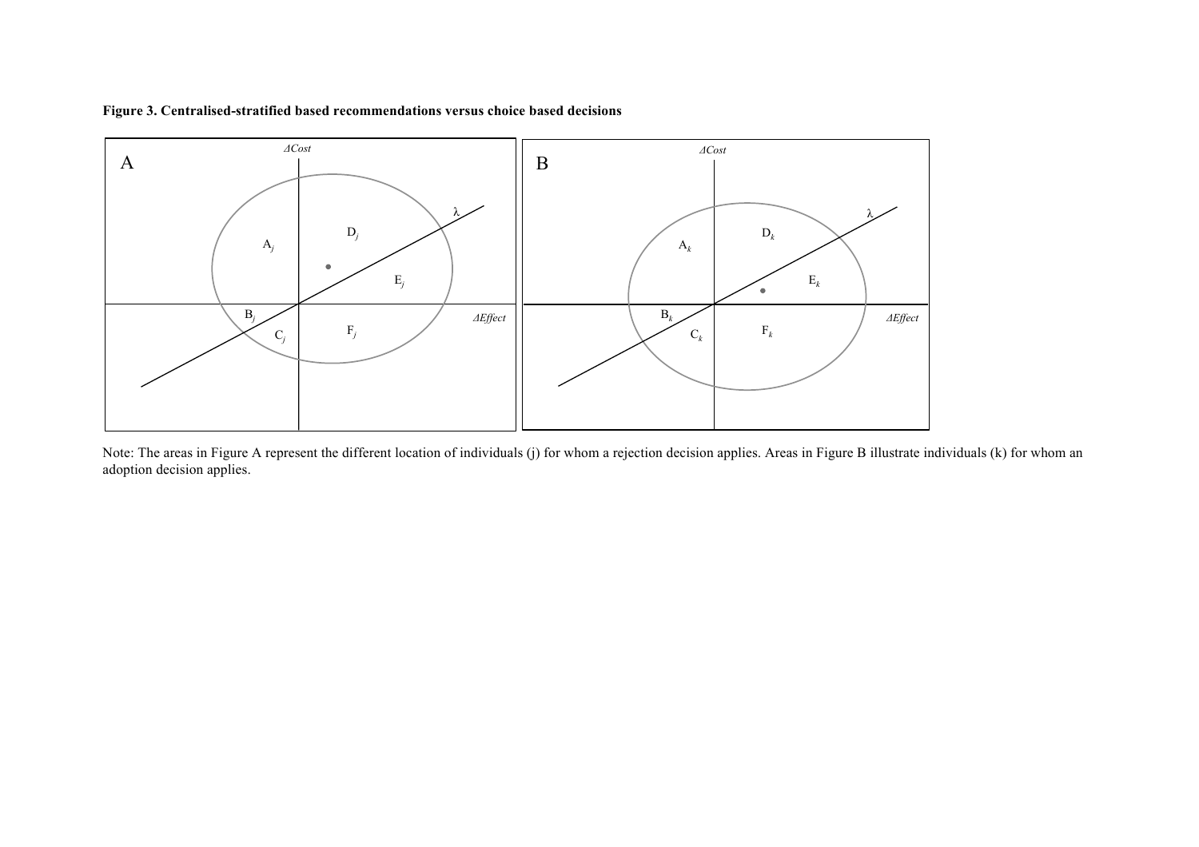**Figure 3. Centralised-stratified based recommendations versus choice based decisions**

Note: The areas in Figure A represent the different location of individuals (j) for whom a rejection decision applies. Areas in Figure B illustrate individuals (k) for whom an adoption decision applies.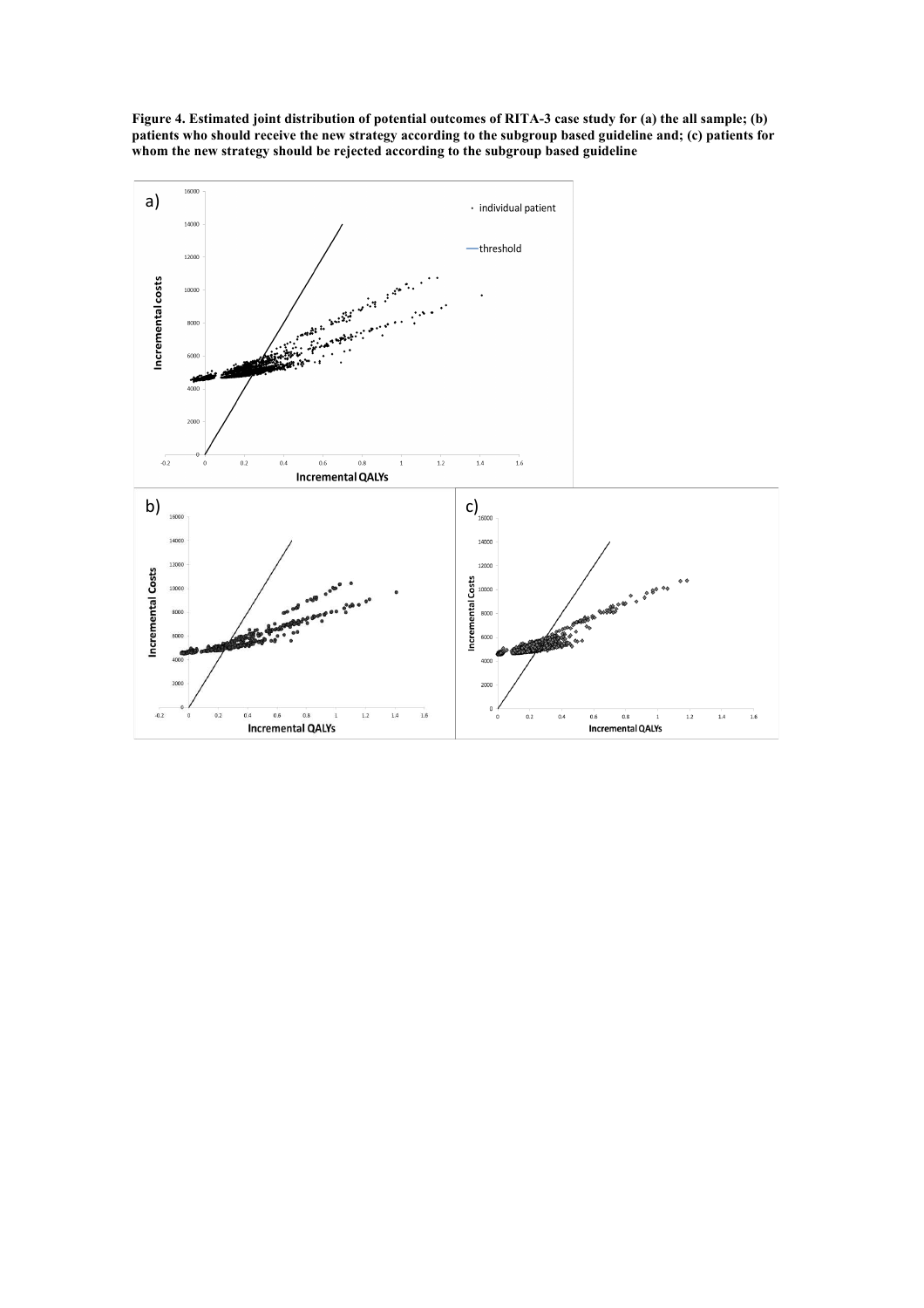**Figure 4. Estimated joint distribution of potential outcomes of RITA-3 case study for (a) the all sample; (b) patients who should receive the new strategy according to the subgroup based guideline and; (c) patients for whom the new strategy should be rejected according to the subgroup based guideline**